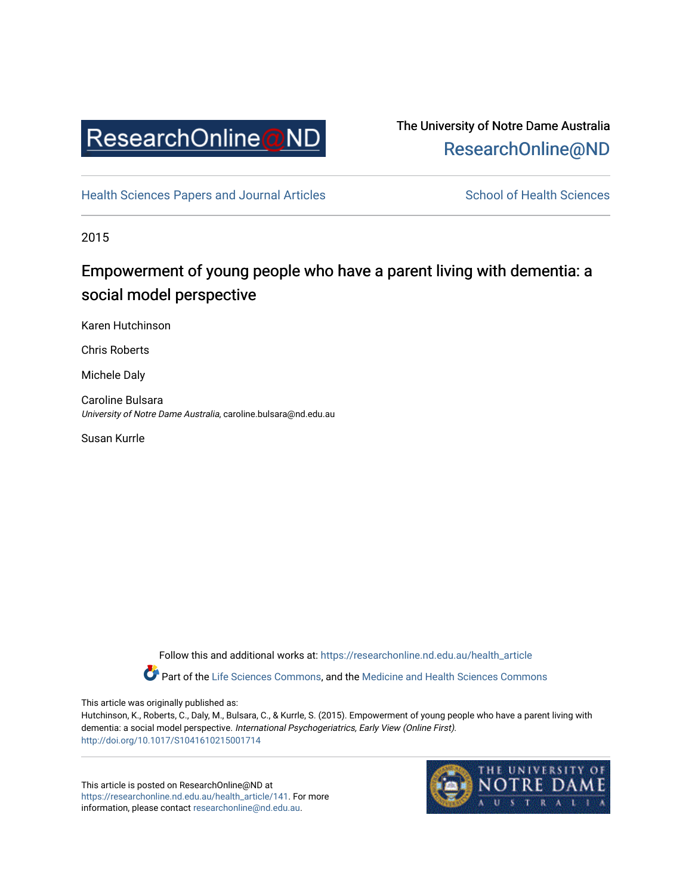ResearchOnline@ND

The University of Notre Dame Australia
ResearchOnline@ND

Health Sciences Papers and Journal Articles

School of Health Sciences

2015

# Empowerment of young people who have a parent living with dementia: a social model perspective

Karen Hutchinson

Chris Roberts

Michele Daly

Caroline Bulsara
*University of Notre Dame Australia*, caroline.bulsara@nd.edu.au

Susan Kurrle

Follow this and additional works at: https://researchonline.nd.edu.au/health_article

Part of the Life Sciences Commons, and the Medicine and Health Sciences Commons

This article was originally published as:
Hutchinson, K., Roberts, C., Daly, M., Bulsara, C., & Kurrle, S. (2015). Empowerment of young people who have a parent living with dementia: a social model perspective. *International Psychogeriatrics, Early View (Online First).*
http://doi.org/10.1017/S1041610215001714

This article is posted on ResearchOnline@ND at https://researchonline.nd.edu.au/health_article/141. For more information, please contact researchonline@nd.edu.au.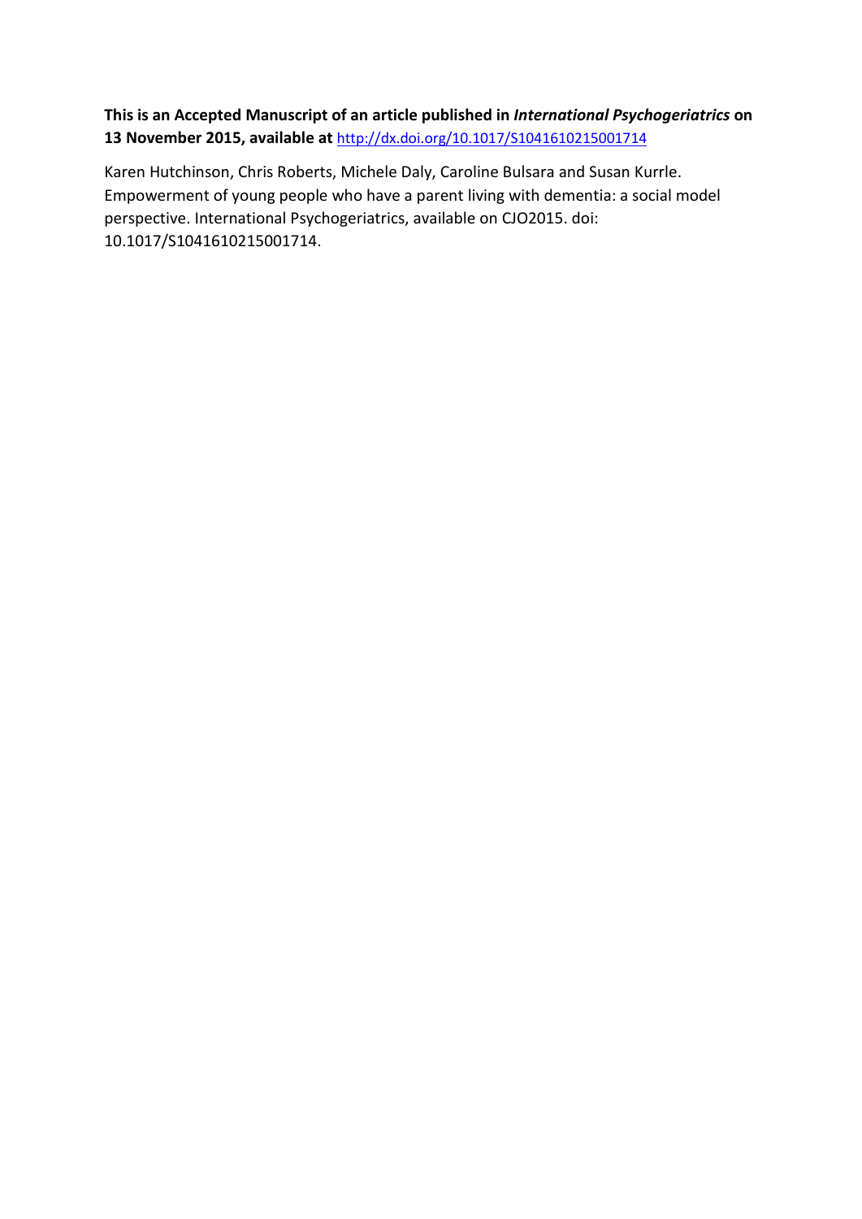**This is an Accepted Manuscript of an article published in *International Psychogeriatrics* on 13 November 2015, available at** http://dx.doi.org/10.1017/S1041610215001714

Karen Hutchinson, Chris Roberts, Michele Daly, Caroline Bulsara and Susan Kurrle. Empowerment of young people who have a parent living with dementia: a social model perspective. International Psychogeriatrics, available on CJO2015. doi: 10.1017/S1041610215001714.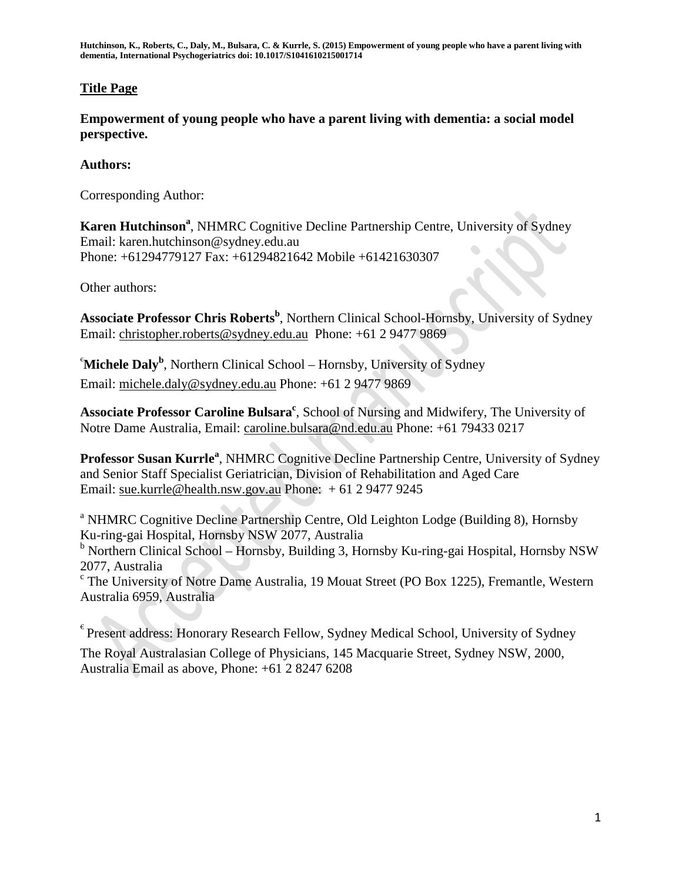## Title Page

**Empowerment of young people who have a parent living with dementia: a social model perspective.**

**Authors:**

Corresponding Author:

**Karen Hutchinson**[a], NHMRC Cognitive Decline Partnership Centre, University of Sydney
Email: karen.hutchinson@sydney.edu.au
Phone: +61294779127 Fax: +61294821642 Mobile +61421630307

Other authors:

**Associate Professor Chris Roberts**[b], Northern Clinical School-Hornsby, University of Sydney
Email: christopher.roberts@sydney.edu.au Phone: +61 2 9477 9869

[€]**Michele Daly**[b], Northern Clinical School – Hornsby, University of Sydney
Email: michele.daly@sydney.edu.au Phone: +61 2 9477 9869

**Associate Professor Caroline Bulsara**[c], School of Nursing and Midwifery, The University of Notre Dame Australia, Email: caroline.bulsara@nd.edu.au Phone: +61 79433 0217

**Professor Susan Kurrle**[a], NHMRC Cognitive Decline Partnership Centre, University of Sydney and Senior Staff Specialist Geriatrician, Division of Rehabilitation and Aged Care
Email: sue.kurrle@health.nsw.gov.au Phone: + 61 2 9477 9245

[a] NHMRC Cognitive Decline Partnership Centre, Old Leighton Lodge (Building 8), Hornsby Ku-ring-gai Hospital, Hornsby NSW 2077, Australia
[b] Northern Clinical School – Hornsby, Building 3, Hornsby Ku-ring-gai Hospital, Hornsby NSW 2077, Australia
[c] The University of Notre Dame Australia, 19 Mouat Street (PO Box 1225), Fremantle, Western Australia 6959, Australia

[€] Present address: Honorary Research Fellow, Sydney Medical School, University of Sydney
The Royal Australasian College of Physicians, 145 Macquarie Street, Sydney NSW, 2000, Australia Email as above, Phone: +61 2 8247 6208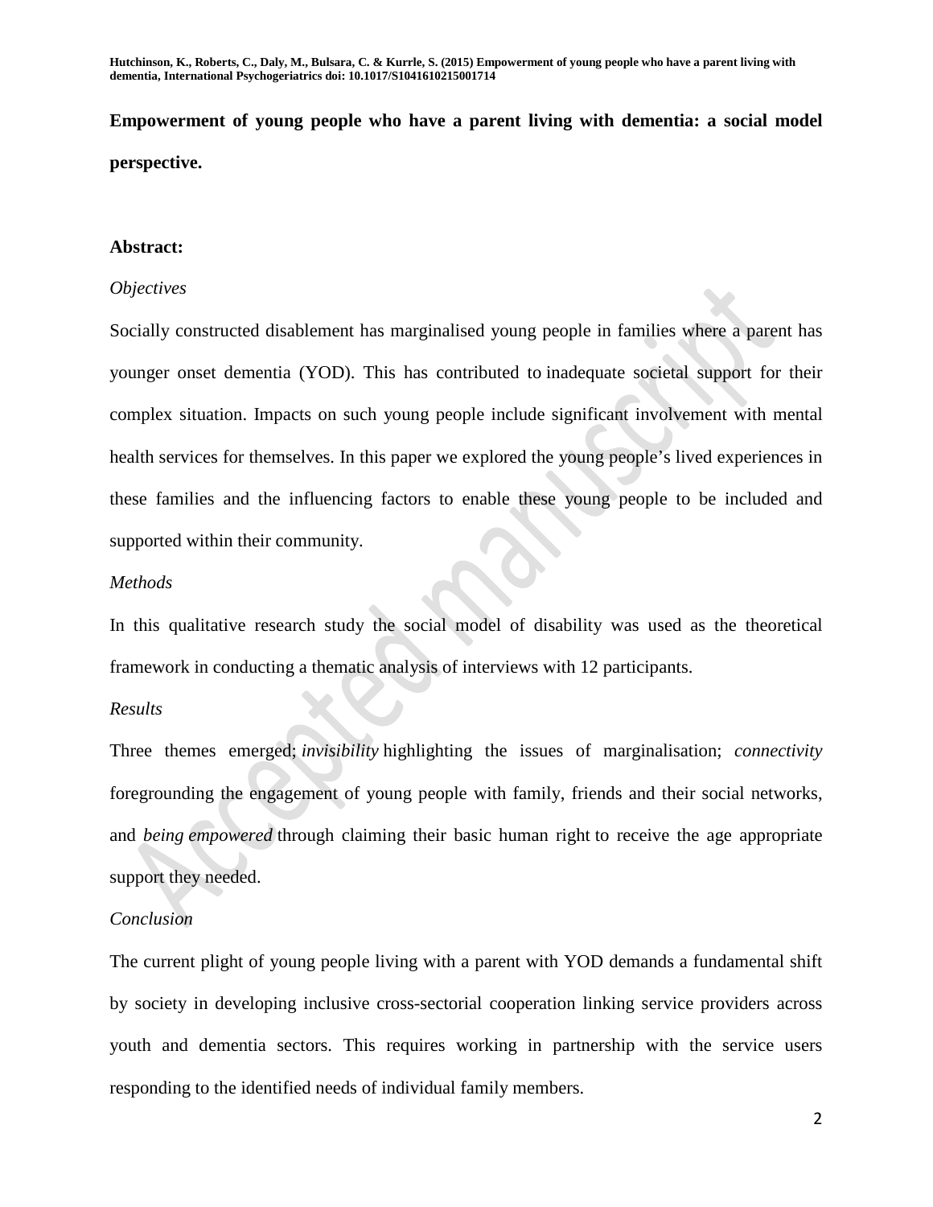**Empowerment of young people who have a parent living with dementia: a social model perspective.**

**Abstract:**

*Objectives*

Socially constructed disablement has marginalised young people in families where a parent has younger onset dementia (YOD). This has contributed to inadequate societal support for their complex situation. Impacts on such young people include significant involvement with mental health services for themselves. In this paper we explored the young people's lived experiences in these families and the influencing factors to enable these young people to be included and supported within their community.

*Methods*

In this qualitative research study the social model of disability was used as the theoretical framework in conducting a thematic analysis of interviews with 12 participants.

*Results*

Three themes emerged; *invisibility* highlighting the issues of marginalisation; *connectivity* foregrounding the engagement of young people with family, friends and their social networks, and *being empowered* through claiming their basic human right to receive the age appropriate support they needed.

*Conclusion*

The current plight of young people living with a parent with YOD demands a fundamental shift by society in developing inclusive cross-sectorial cooperation linking service providers across youth and dementia sectors. This requires working in partnership with the service users responding to the identified needs of individual family members.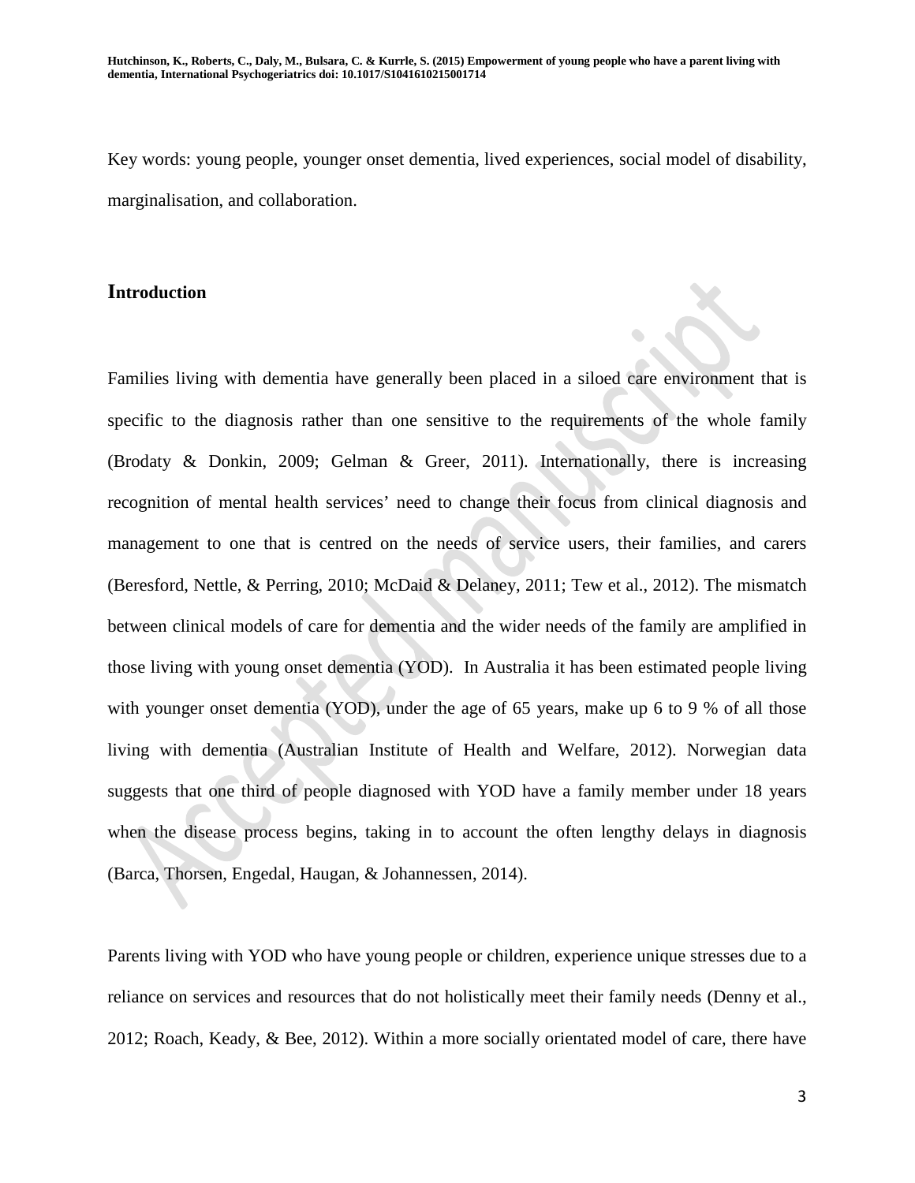Key words: young people, younger onset dementia, lived experiences, social model of disability, marginalisation, and collaboration.

## Introduction

Families living with dementia have generally been placed in a siloed care environment that is specific to the diagnosis rather than one sensitive to the requirements of the whole family (Brodaty & Donkin, 2009; Gelman & Greer, 2011). Internationally, there is increasing recognition of mental health services' need to change their focus from clinical diagnosis and management to one that is centred on the needs of service users, their families, and carers (Beresford, Nettle, & Perring, 2010; McDaid & Delaney, 2011; Tew et al., 2012). The mismatch between clinical models of care for dementia and the wider needs of the family are amplified in those living with young onset dementia (YOD). In Australia it has been estimated people living with younger onset dementia (YOD), under the age of 65 years, make up 6 to 9 % of all those living with dementia (Australian Institute of Health and Welfare, 2012). Norwegian data suggests that one third of people diagnosed with YOD have a family member under 18 years when the disease process begins, taking in to account the often lengthy delays in diagnosis (Barca, Thorsen, Engedal, Haugan, & Johannessen, 2014).

Parents living with YOD who have young people or children, experience unique stresses due to a reliance on services and resources that do not holistically meet their family needs (Denny et al., 2012; Roach, Keady, & Bee, 2012). Within a more socially orientated model of care, there have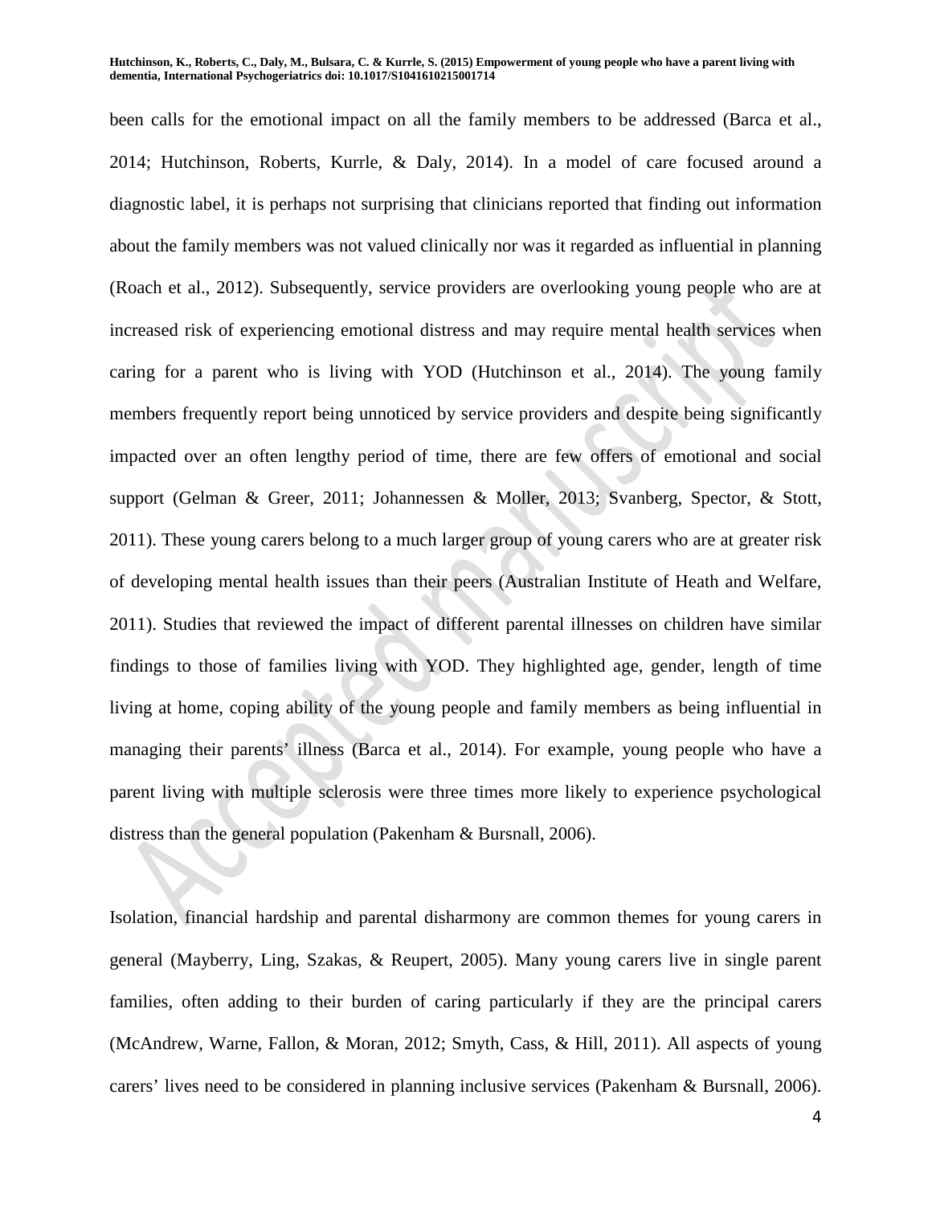been calls for the emotional impact on all the family members to be addressed (Barca et al., 2014; Hutchinson, Roberts, Kurrle, & Daly, 2014). In a model of care focused around a diagnostic label, it is perhaps not surprising that clinicians reported that finding out information about the family members was not valued clinically nor was it regarded as influential in planning (Roach et al., 2012). Subsequently, service providers are overlooking young people who are at increased risk of experiencing emotional distress and may require mental health services when caring for a parent who is living with YOD (Hutchinson et al., 2014). The young family members frequently report being unnoticed by service providers and despite being significantly impacted over an often lengthy period of time, there are few offers of emotional and social support (Gelman & Greer, 2011; Johannessen & Moller, 2013; Svanberg, Spector, & Stott, 2011). These young carers belong to a much larger group of young carers who are at greater risk of developing mental health issues than their peers (Australian Institute of Heath and Welfare, 2011). Studies that reviewed the impact of different parental illnesses on children have similar findings to those of families living with YOD. They highlighted age, gender, length of time living at home, coping ability of the young people and family members as being influential in managing their parents' illness (Barca et al., 2014). For example, young people who have a parent living with multiple sclerosis were three times more likely to experience psychological distress than the general population (Pakenham & Bursnall, 2006).

Isolation, financial hardship and parental disharmony are common themes for young carers in general (Mayberry, Ling, Szakas, & Reupert, 2005). Many young carers live in single parent families, often adding to their burden of caring particularly if they are the principal carers (McAndrew, Warne, Fallon, & Moran, 2012; Smyth, Cass, & Hill, 2011). All aspects of young carers' lives need to be considered in planning inclusive services (Pakenham & Bursnall, 2006).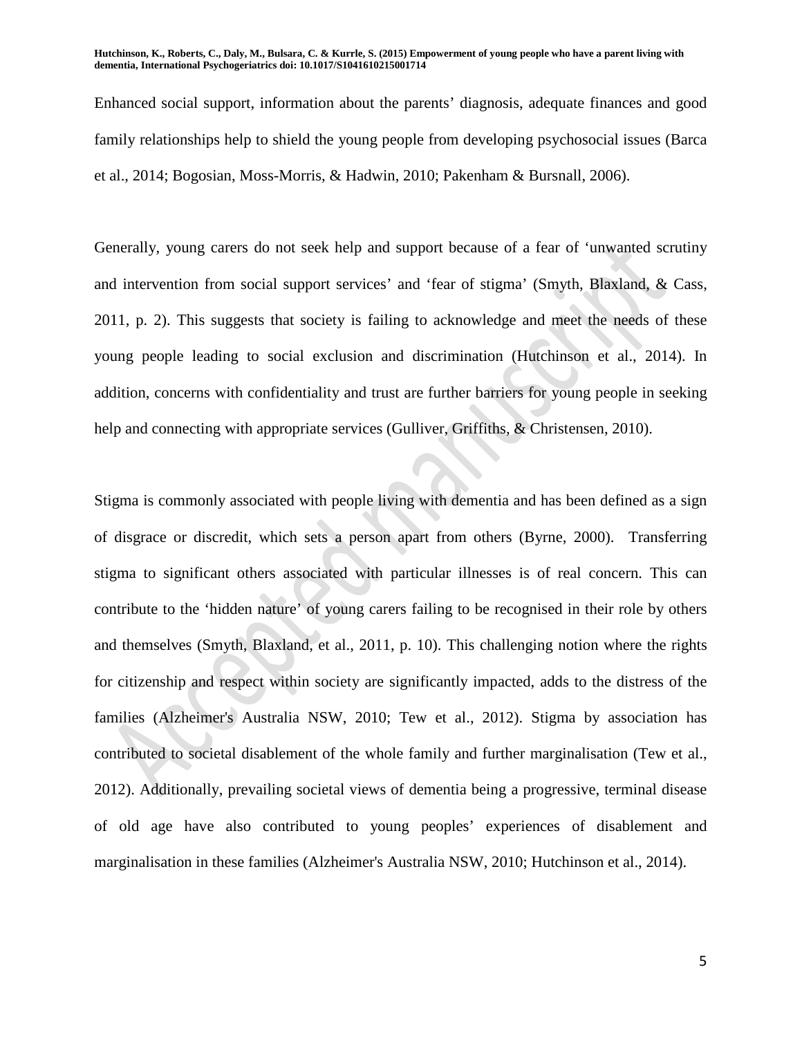Enhanced social support, information about the parents' diagnosis, adequate finances and good family relationships help to shield the young people from developing psychosocial issues (Barca et al., 2014; Bogosian, Moss-Morris, & Hadwin, 2010; Pakenham & Bursnall, 2006).

Generally, young carers do not seek help and support because of a fear of 'unwanted scrutiny and intervention from social support services' and 'fear of stigma' (Smyth, Blaxland, & Cass, 2011, p. 2). This suggests that society is failing to acknowledge and meet the needs of these young people leading to social exclusion and discrimination (Hutchinson et al., 2014). In addition, concerns with confidentiality and trust are further barriers for young people in seeking help and connecting with appropriate services (Gulliver, Griffiths, & Christensen, 2010).

Stigma is commonly associated with people living with dementia and has been defined as a sign of disgrace or discredit, which sets a person apart from others (Byrne, 2000). Transferring stigma to significant others associated with particular illnesses is of real concern. This can contribute to the 'hidden nature' of young carers failing to be recognised in their role by others and themselves (Smyth, Blaxland, et al., 2011, p. 10). This challenging notion where the rights for citizenship and respect within society are significantly impacted, adds to the distress of the families (Alzheimer's Australia NSW, 2010; Tew et al., 2012). Stigma by association has contributed to societal disablement of the whole family and further marginalisation (Tew et al., 2012). Additionally, prevailing societal views of dementia being a progressive, terminal disease of old age have also contributed to young peoples' experiences of disablement and marginalisation in these families (Alzheimer's Australia NSW, 2010; Hutchinson et al., 2014).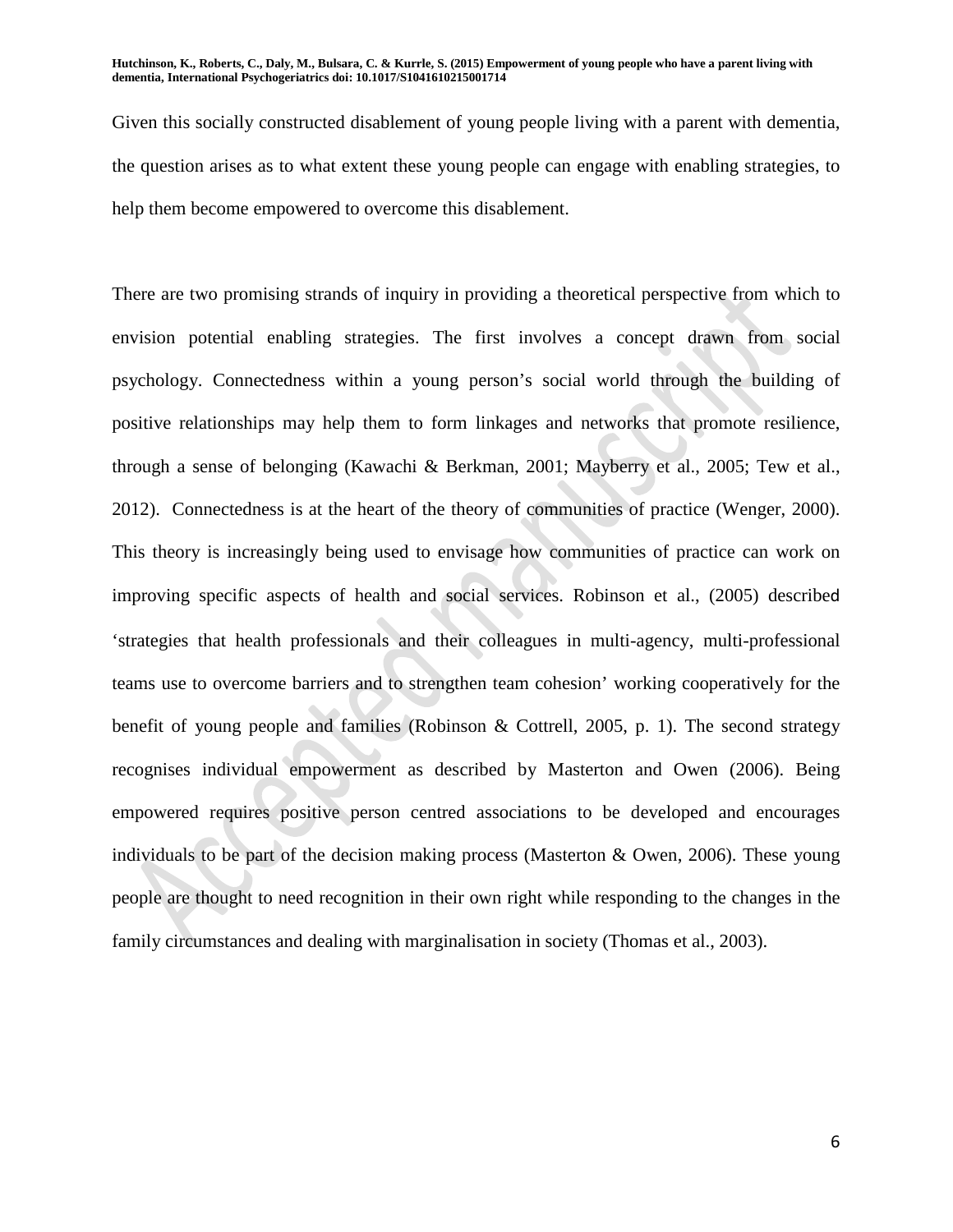Given this socially constructed disablement of young people living with a parent with dementia, the question arises as to what extent these young people can engage with enabling strategies, to help them become empowered to overcome this disablement.

There are two promising strands of inquiry in providing a theoretical perspective from which to envision potential enabling strategies. The first involves a concept drawn from social psychology. Connectedness within a young person's social world through the building of positive relationships may help them to form linkages and networks that promote resilience, through a sense of belonging (Kawachi & Berkman, 2001; Mayberry et al., 2005; Tew et al., 2012). Connectedness is at the heart of the theory of communities of practice (Wenger, 2000). This theory is increasingly being used to envisage how communities of practice can work on improving specific aspects of health and social services. Robinson et al., (2005) described 'strategies that health professionals and their colleagues in multi-agency, multi-professional teams use to overcome barriers and to strengthen team cohesion' working cooperatively for the benefit of young people and families (Robinson & Cottrell, 2005, p. 1). The second strategy recognises individual empowerment as described by Masterton and Owen (2006). Being empowered requires positive person centred associations to be developed and encourages individuals to be part of the decision making process (Masterton & Owen, 2006). These young people are thought to need recognition in their own right while responding to the changes in the family circumstances and dealing with marginalisation in society (Thomas et al., 2003).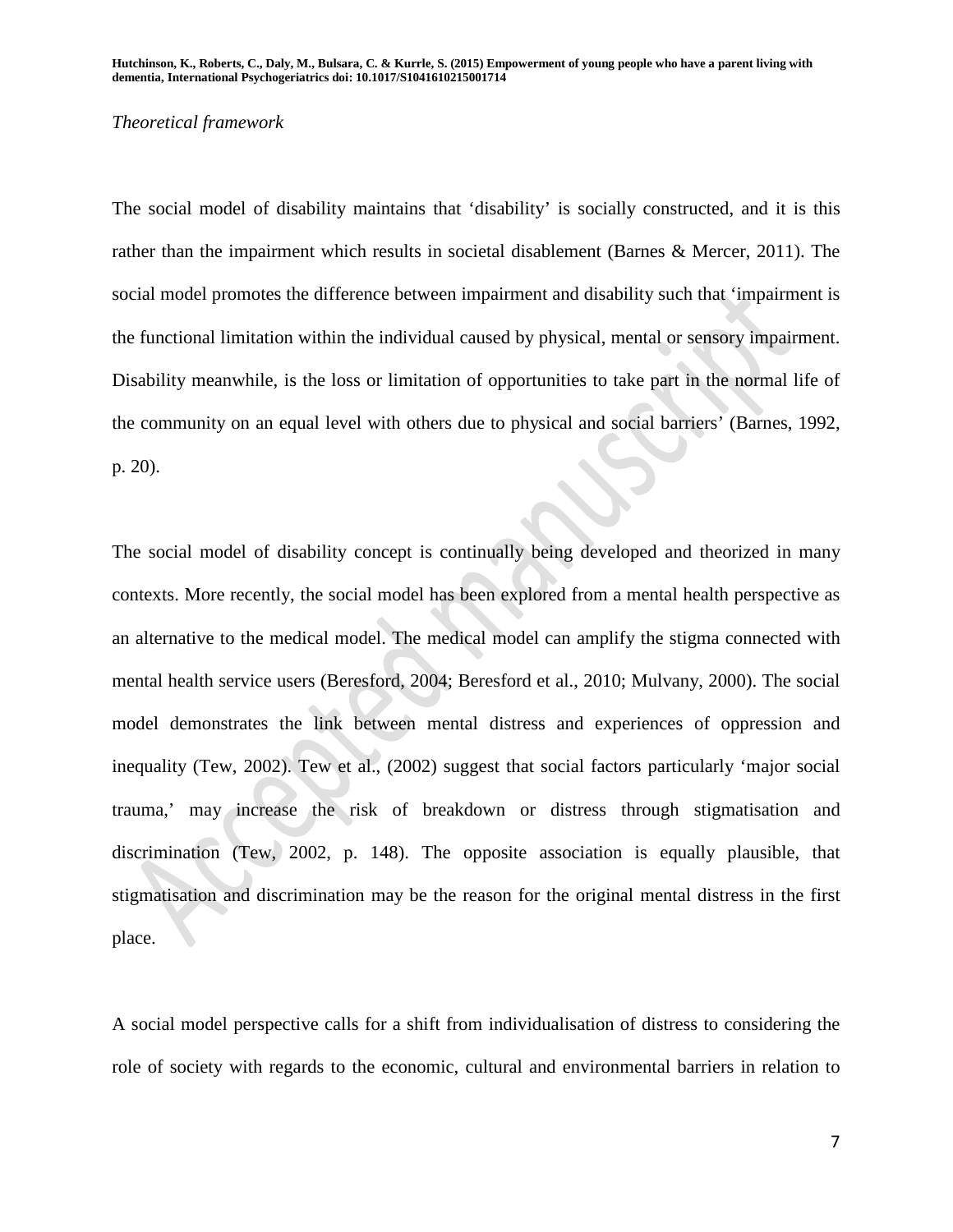*Theoretical framework*

The social model of disability maintains that 'disability' is socially constructed, and it is this rather than the impairment which results in societal disablement (Barnes & Mercer, 2011). The social model promotes the difference between impairment and disability such that 'impairment is the functional limitation within the individual caused by physical, mental or sensory impairment. Disability meanwhile, is the loss or limitation of opportunities to take part in the normal life of the community on an equal level with others due to physical and social barriers' (Barnes, 1992, p. 20).

The social model of disability concept is continually being developed and theorized in many contexts. More recently, the social model has been explored from a mental health perspective as an alternative to the medical model. The medical model can amplify the stigma connected with mental health service users (Beresford, 2004; Beresford et al., 2010; Mulvany, 2000). The social model demonstrates the link between mental distress and experiences of oppression and inequality (Tew, 2002). Tew et al., (2002) suggest that social factors particularly 'major social trauma,' may increase the risk of breakdown or distress through stigmatisation and discrimination (Tew, 2002, p. 148). The opposite association is equally plausible, that stigmatisation and discrimination may be the reason for the original mental distress in the first place.

A social model perspective calls for a shift from individualisation of distress to considering the role of society with regards to the economic, cultural and environmental barriers in relation to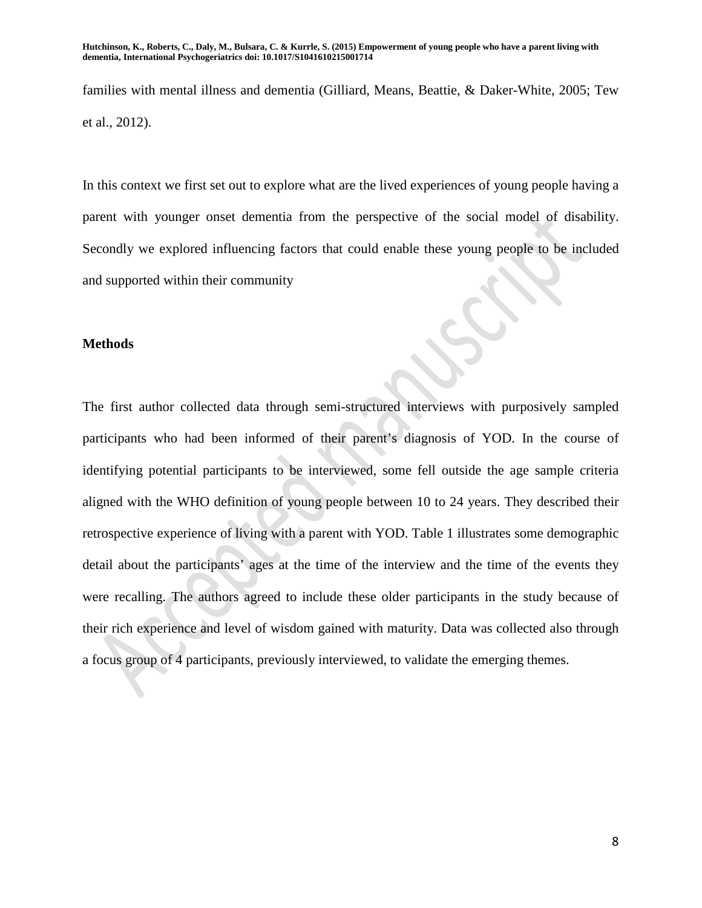families with mental illness and dementia (Gilliard, Means, Beattie, & Daker-White, 2005; Tew et al., 2012).

In this context we first set out to explore what are the lived experiences of young people having a parent with younger onset dementia from the perspective of the social model of disability. Secondly we explored influencing factors that could enable these young people to be included and supported within their community

## Methods

The first author collected data through semi-structured interviews with purposively sampled participants who had been informed of their parent's diagnosis of YOD. In the course of identifying potential participants to be interviewed, some fell outside the age sample criteria aligned with the WHO definition of young people between 10 to 24 years. They described their retrospective experience of living with a parent with YOD. Table 1 illustrates some demographic detail about the participants' ages at the time of the interview and the time of the events they were recalling. The authors agreed to include these older participants in the study because of their rich experience and level of wisdom gained with maturity. Data was collected also through a focus group of 4 participants, previously interviewed, to validate the emerging themes.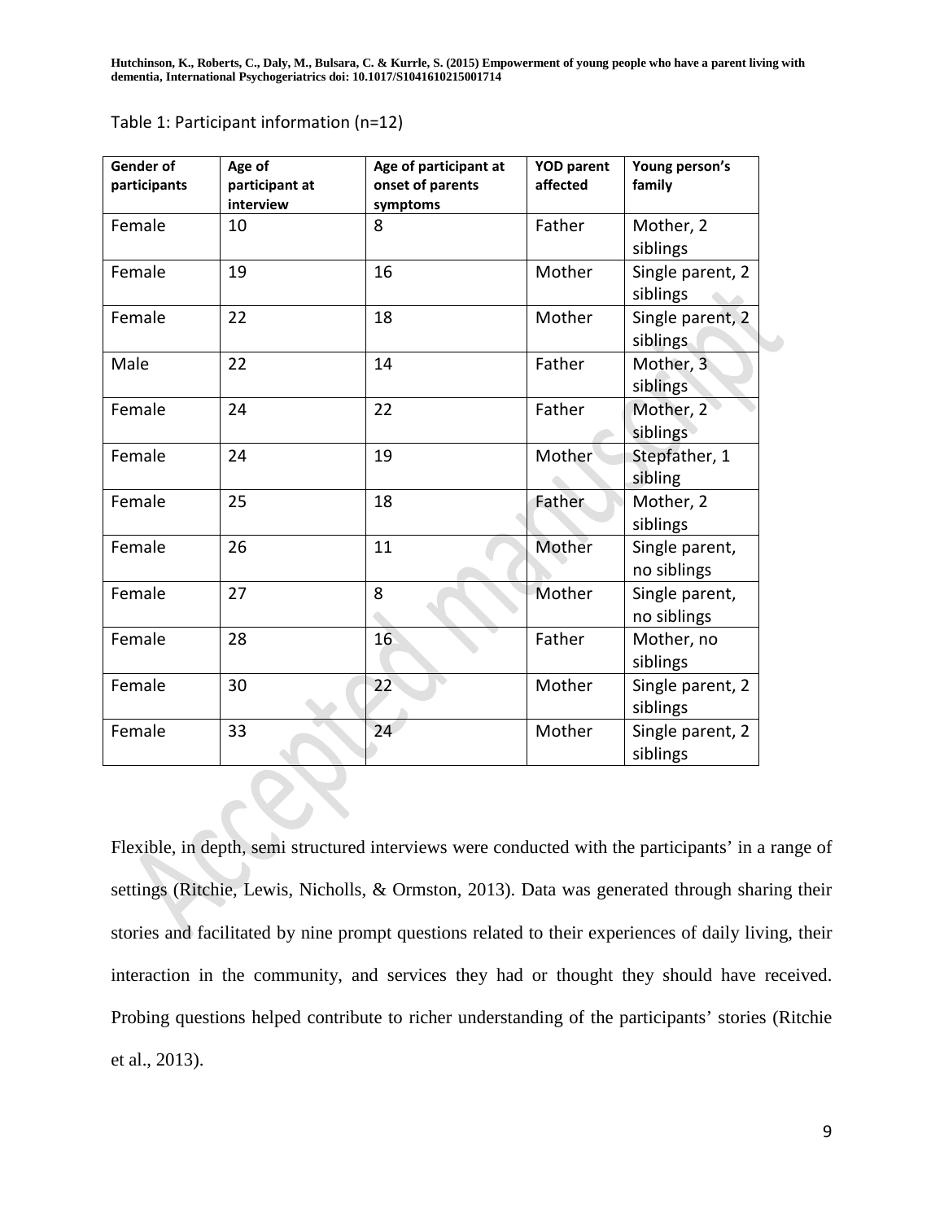Table 1: Participant information (n=12)

| Gender of participants | Age of participant at interview | Age of participant at onset of parents symptoms | YOD parent affected | Young person's family |
|---|---|---|---|---|
| Female | 10 | 8 | Father | Mother, 2 siblings |
| Female | 19 | 16 | Mother | Single parent, 2 siblings |
| Female | 22 | 18 | Mother | Single parent, 2 siblings |
| Male | 22 | 14 | Father | Mother, 3 siblings |
| Female | 24 | 22 | Father | Mother, 2 siblings |
| Female | 24 | 19 | Mother | Stepfather, 1 sibling |
| Female | 25 | 18 | Father | Mother, 2 siblings |
| Female | 26 | 11 | Mother | Single parent, no siblings |
| Female | 27 | 8 | Mother | Single parent, no siblings |
| Female | 28 | 16 | Father | Mother, no siblings |
| Female | 30 | 22 | Mother | Single parent, 2 siblings |
| Female | 33 | 24 | Mother | Single parent, 2 siblings |

Flexible, in depth, semi structured interviews were conducted with the participants' in a range of settings (Ritchie, Lewis, Nicholls, & Ormston, 2013). Data was generated through sharing their stories and facilitated by nine prompt questions related to their experiences of daily living, their interaction in the community, and services they had or thought they should have received. Probing questions helped contribute to richer understanding of the participants' stories (Ritchie et al., 2013).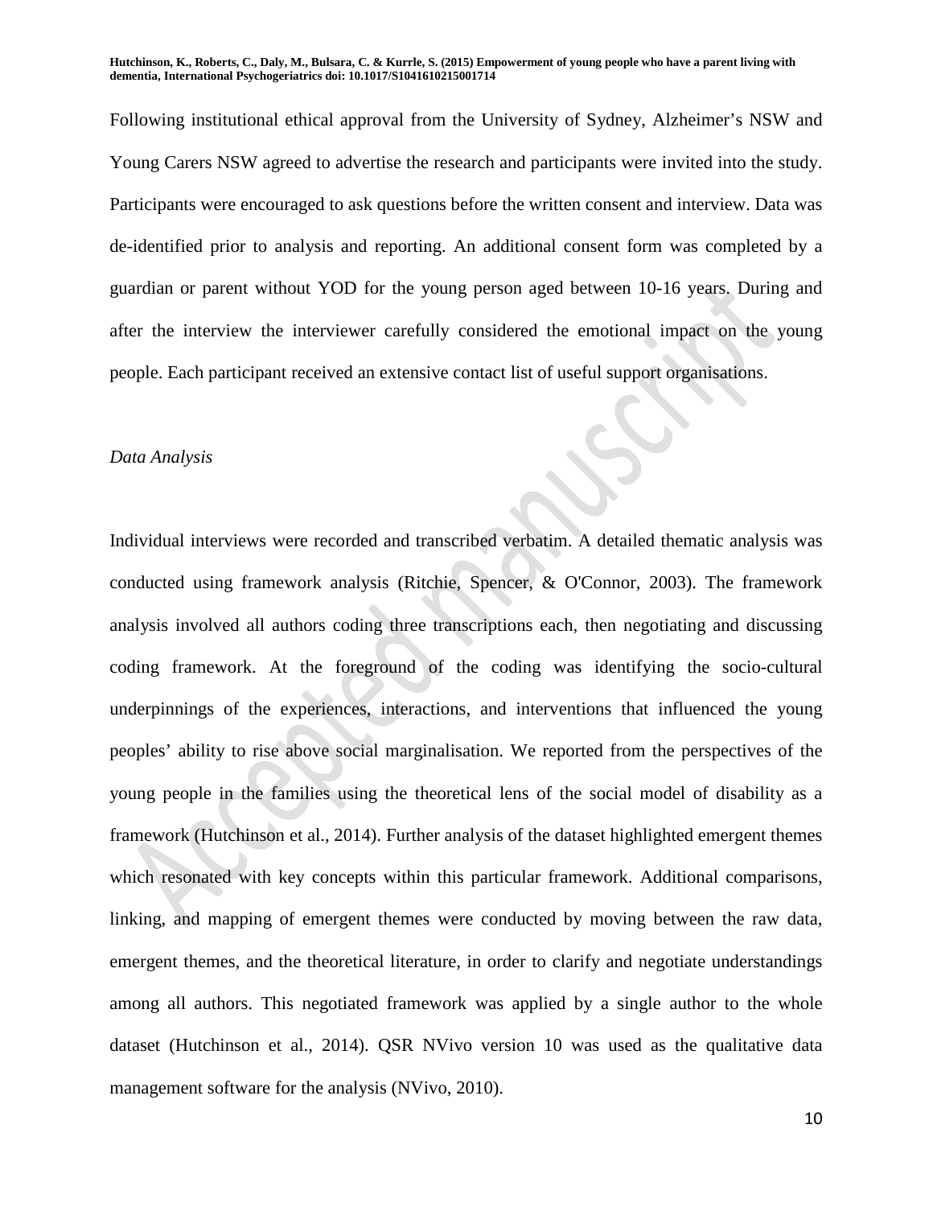Following institutional ethical approval from the University of Sydney, Alzheimer's NSW and Young Carers NSW agreed to advertise the research and participants were invited into the study. Participants were encouraged to ask questions before the written consent and interview. Data was de-identified prior to analysis and reporting. An additional consent form was completed by a guardian or parent without YOD for the young person aged between 10-16 years. During and after the interview the interviewer carefully considered the emotional impact on the young people. Each participant received an extensive contact list of useful support organisations.

*Data Analysis*

Individual interviews were recorded and transcribed verbatim. A detailed thematic analysis was conducted using framework analysis (Ritchie, Spencer, & O'Connor, 2003). The framework analysis involved all authors coding three transcriptions each, then negotiating and discussing coding framework. At the foreground of the coding was identifying the socio-cultural underpinnings of the experiences, interactions, and interventions that influenced the young peoples' ability to rise above social marginalisation. We reported from the perspectives of the young people in the families using the theoretical lens of the social model of disability as a framework (Hutchinson et al., 2014). Further analysis of the dataset highlighted emergent themes which resonated with key concepts within this particular framework. Additional comparisons, linking, and mapping of emergent themes were conducted by moving between the raw data, emergent themes, and the theoretical literature, in order to clarify and negotiate understandings among all authors. This negotiated framework was applied by a single author to the whole dataset (Hutchinson et al., 2014). QSR NVivo version 10 was used as the qualitative data management software for the analysis (NVivo, 2010).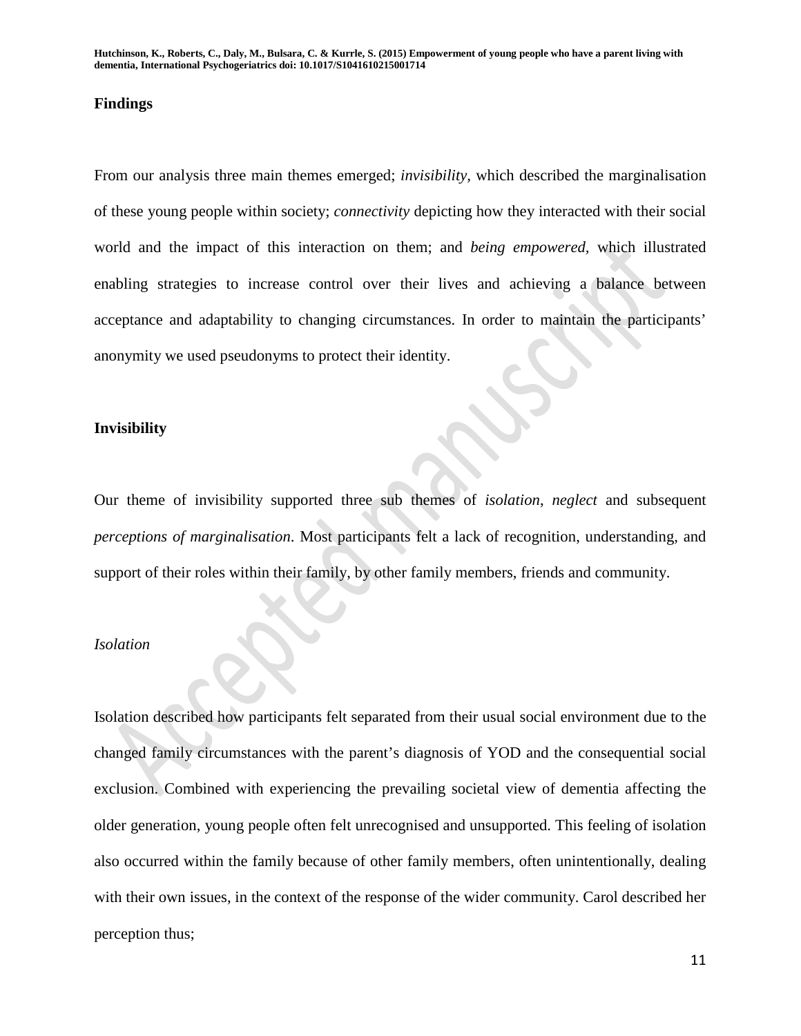## Findings

From our analysis three main themes emerged; *invisibility,* which described the marginalisation of these young people within society; *connectivity* depicting how they interacted with their social world and the impact of this interaction on them; and *being empowered,* which illustrated enabling strategies to increase control over their lives and achieving a balance between acceptance and adaptability to changing circumstances. In order to maintain the participants' anonymity we used pseudonyms to protect their identity.

### Invisibility

Our theme of invisibility supported three sub themes of *isolation*, *neglect* and subsequent *perceptions of marginalisation*. Most participants felt a lack of recognition, understanding, and support of their roles within their family, by other family members, friends and community.

#### *Isolation*

Isolation described how participants felt separated from their usual social environment due to the changed family circumstances with the parent's diagnosis of YOD and the consequential social exclusion. Combined with experiencing the prevailing societal view of dementia affecting the older generation, young people often felt unrecognised and unsupported. This feeling of isolation also occurred within the family because of other family members, often unintentionally, dealing with their own issues, in the context of the response of the wider community. Carol described her perception thus;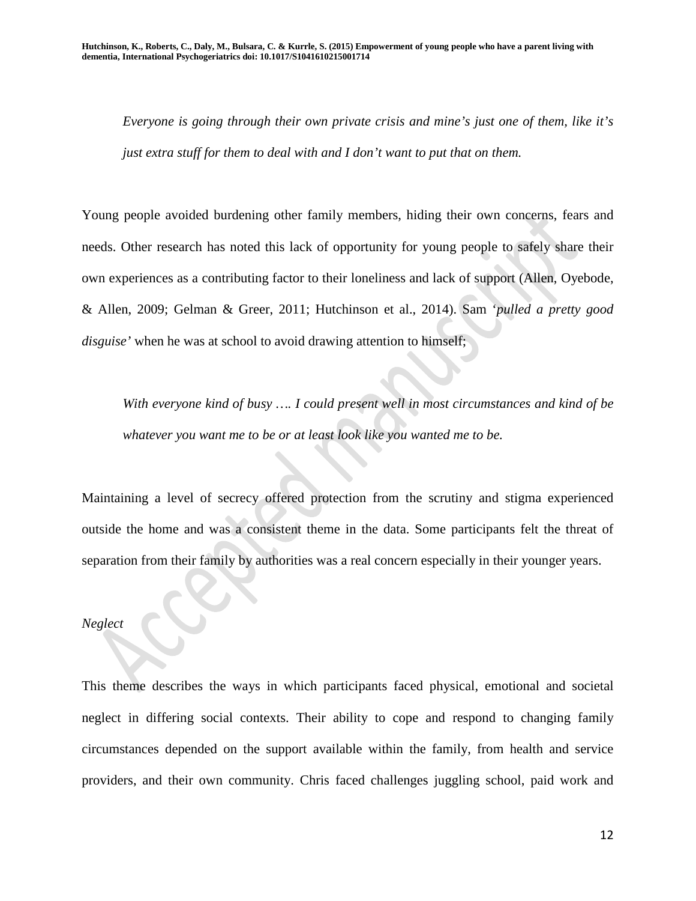> *Everyone is going through their own private crisis and mine's just one of them, like it's just extra stuff for them to deal with and I don't want to put that on them.*

Young people avoided burdening other family members, hiding their own concerns, fears and needs. Other research has noted this lack of opportunity for young people to safely share their own experiences as a contributing factor to their loneliness and lack of support (Allen, Oyebode, & Allen, 2009; Gelman & Greer, 2011; Hutchinson et al., 2014). Sam '*pulled a pretty good disguise'* when he was at school to avoid drawing attention to himself;

> *With everyone kind of busy …. I could present well in most circumstances and kind of be whatever you want me to be or at least look like you wanted me to be.*

Maintaining a level of secrecy offered protection from the scrutiny and stigma experienced outside the home and was a consistent theme in the data. Some participants felt the threat of separation from their family by authorities was a real concern especially in their younger years.

### *Neglect*

This theme describes the ways in which participants faced physical, emotional and societal neglect in differing social contexts. Their ability to cope and respond to changing family circumstances depended on the support available within the family, from health and service providers, and their own community. Chris faced challenges juggling school, paid work and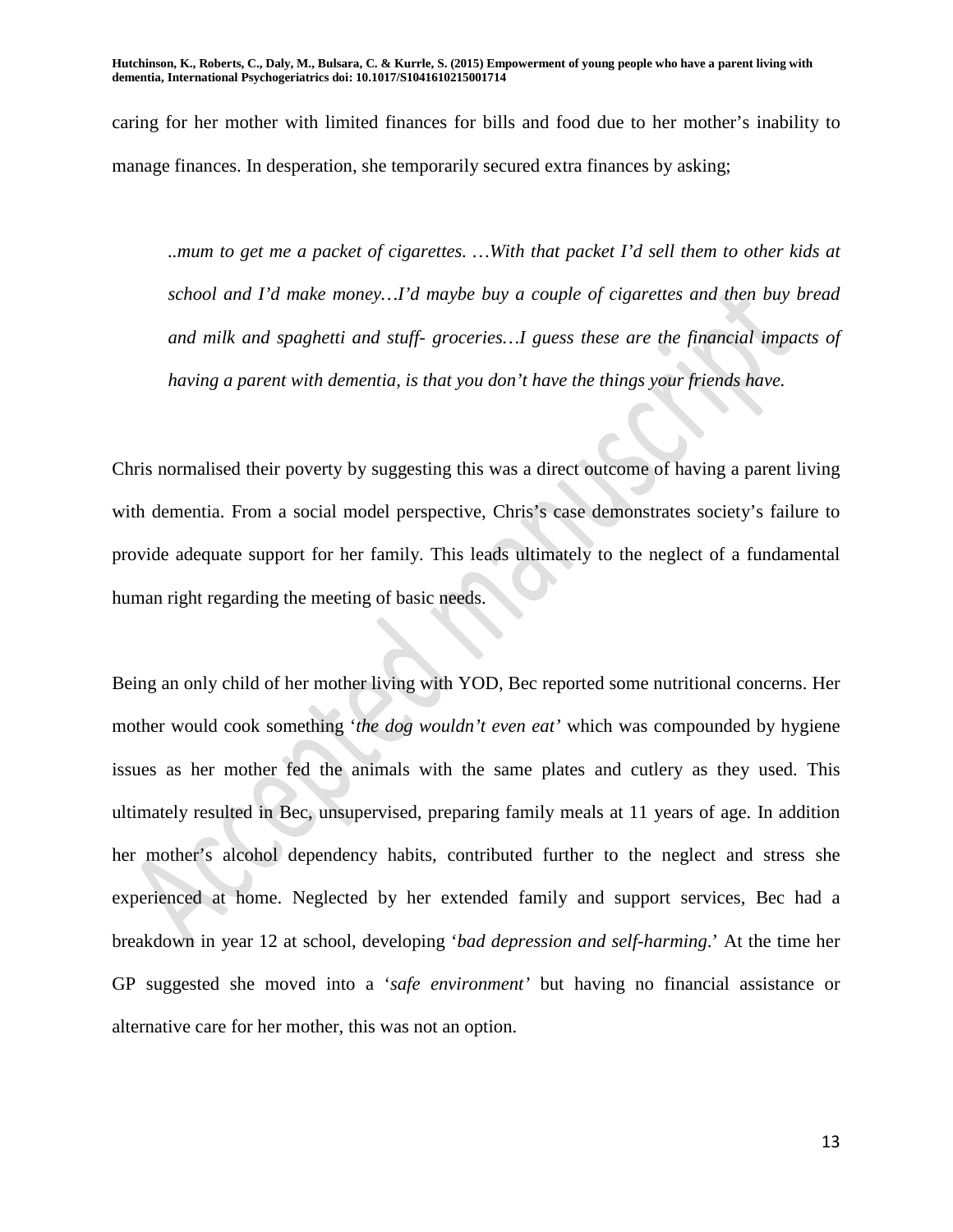caring for her mother with limited finances for bills and food due to her mother's inability to manage finances. In desperation, she temporarily secured extra finances by asking;

> *..mum to get me a packet of cigarettes. …With that packet I'd sell them to other kids at school and I'd make money…I'd maybe buy a couple of cigarettes and then buy bread and milk and spaghetti and stuff- groceries…I guess these are the financial impacts of having a parent with dementia, is that you don't have the things your friends have.*

Chris normalised their poverty by suggesting this was a direct outcome of having a parent living with dementia. From a social model perspective, Chris's case demonstrates society's failure to provide adequate support for her family. This leads ultimately to the neglect of a fundamental human right regarding the meeting of basic needs.

Being an only child of her mother living with YOD, Bec reported some nutritional concerns. Her mother would cook something '*the dog wouldn't even eat'* which was compounded by hygiene issues as her mother fed the animals with the same plates and cutlery as they used. This ultimately resulted in Bec, unsupervised, preparing family meals at 11 years of age. In addition her mother's alcohol dependency habits, contributed further to the neglect and stress she experienced at home. Neglected by her extended family and support services, Bec had a breakdown in year 12 at school, developing '*bad depression and self-harming*.' At the time her GP suggested she moved into a '*safe environment'* but having no financial assistance or alternative care for her mother, this was not an option.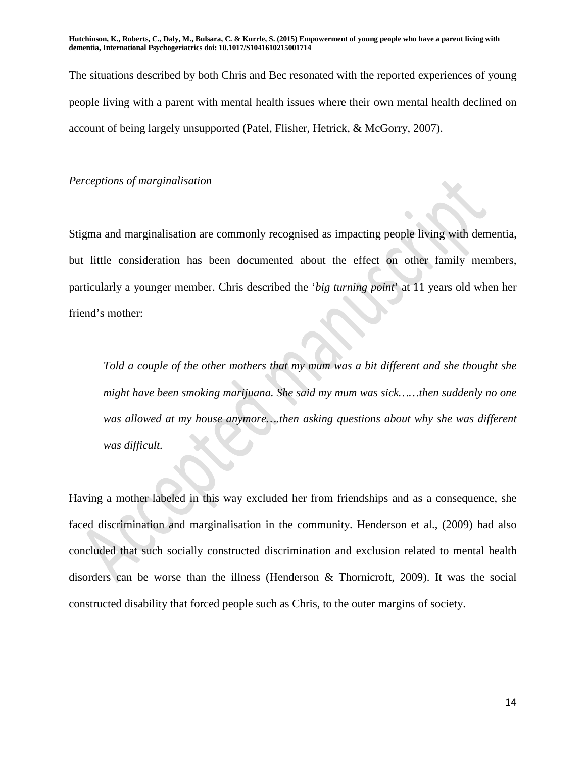The situations described by both Chris and Bec resonated with the reported experiences of young people living with a parent with mental health issues where their own mental health declined on account of being largely unsupported (Patel, Flisher, Hetrick, & McGorry, 2007).

*Perceptions of marginalisation*

Stigma and marginalisation are commonly recognised as impacting people living with dementia, but little consideration has been documented about the effect on other family members, particularly a younger member. Chris described the '*big turning point*' at 11 years old when her friend's mother:

> *Told a couple of the other mothers that my mum was a bit different and she thought she might have been smoking marijuana. She said my mum was sick……then suddenly no one was allowed at my house anymore….then asking questions about why she was different was difficult.*

Having a mother labeled in this way excluded her from friendships and as a consequence, she faced discrimination and marginalisation in the community. Henderson et al., (2009) had also concluded that such socially constructed discrimination and exclusion related to mental health disorders can be worse than the illness (Henderson & Thornicroft, 2009). It was the social constructed disability that forced people such as Chris, to the outer margins of society.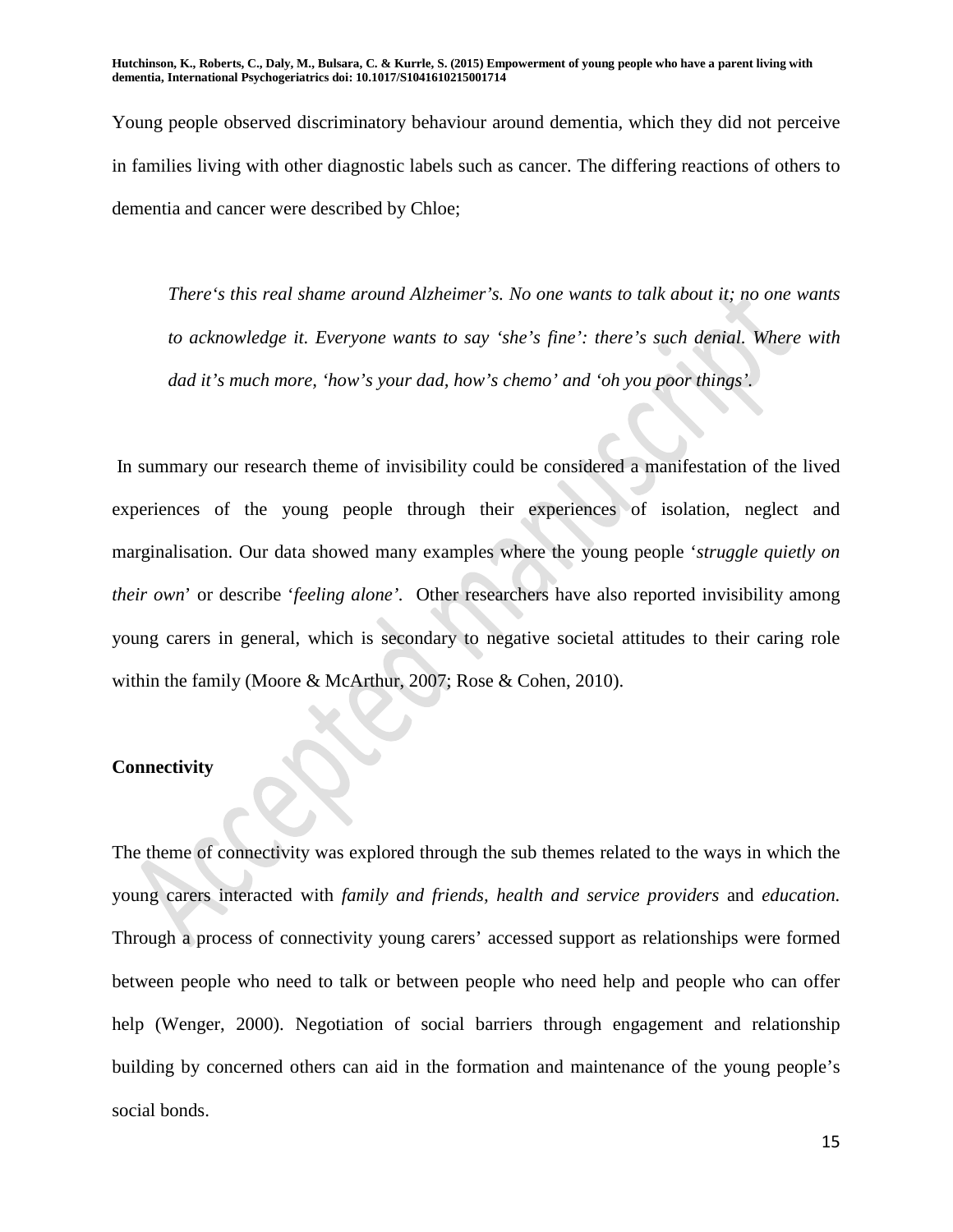Young people observed discriminatory behaviour around dementia, which they did not perceive in families living with other diagnostic labels such as cancer. The differing reactions of others to dementia and cancer were described by Chloe;

> *There's this real shame around Alzheimer's. No one wants to talk about it; no one wants to acknowledge it. Everyone wants to say 'she's fine': there's such denial. Where with dad it's much more, 'how's your dad, how's chemo' and 'oh you poor things'.*

In summary our research theme of invisibility could be considered a manifestation of the lived experiences of the young people through their experiences of isolation, neglect and marginalisation. Our data showed many examples where the young people '*struggle quietly on their own*' or describe '*feeling alone'*. Other researchers have also reported invisibility among young carers in general, which is secondary to negative societal attitudes to their caring role within the family (Moore & McArthur, 2007; Rose & Cohen, 2010).

**Connectivity**

The theme of connectivity was explored through the sub themes related to the ways in which the young carers interacted with *family and friends, health and service providers* and *education.* Through a process of connectivity young carers' accessed support as relationships were formed between people who need to talk or between people who need help and people who can offer help (Wenger, 2000). Negotiation of social barriers through engagement and relationship building by concerned others can aid in the formation and maintenance of the young people's social bonds.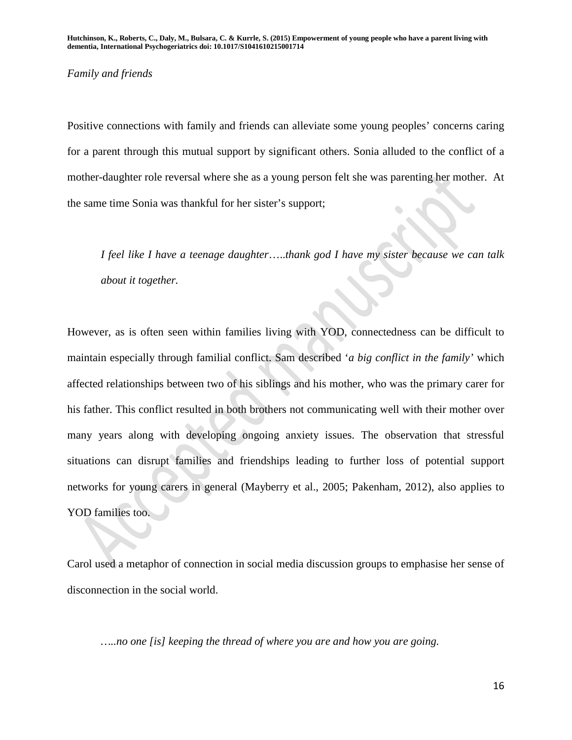*Family and friends*

Positive connections with family and friends can alleviate some young peoples' concerns caring for a parent through this mutual support by significant others. Sonia alluded to the conflict of a mother-daughter role reversal where she as a young person felt she was parenting her mother. At the same time Sonia was thankful for her sister's support;

> *I feel like I have a teenage daughter…..thank god I have my sister because we can talk about it together.*

However, as is often seen within families living with YOD, connectedness can be difficult to maintain especially through familial conflict. Sam described '*a big conflict in the family*' which affected relationships between two of his siblings and his mother, who was the primary carer for his father. This conflict resulted in both brothers not communicating well with their mother over many years along with developing ongoing anxiety issues. The observation that stressful situations can disrupt families and friendships leading to further loss of potential support networks for young carers in general (Mayberry et al., 2005; Pakenham, 2012), also applies to YOD families too.

Carol used a metaphor of connection in social media discussion groups to emphasise her sense of disconnection in the social world.

> *…..no one [is] keeping the thread of where you are and how you are going.*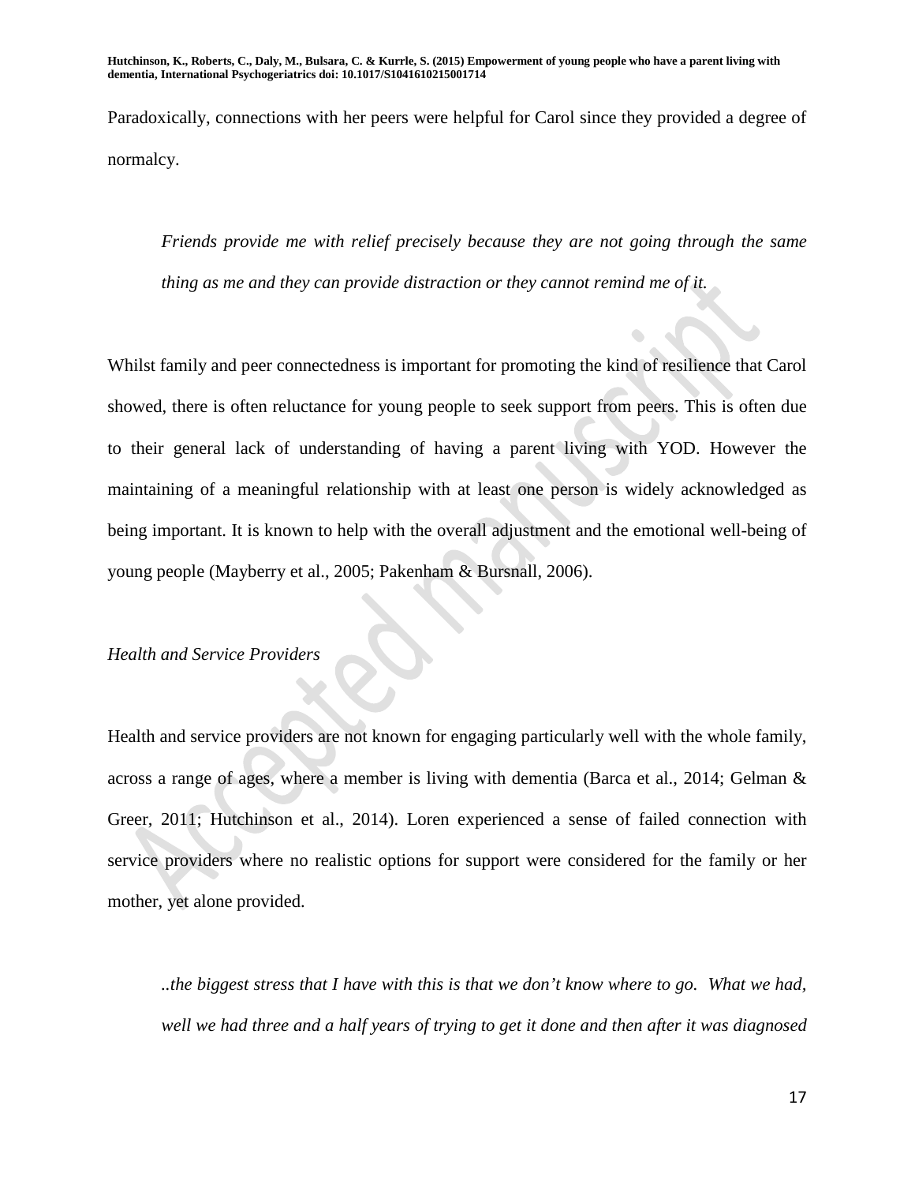Paradoxically, connections with her peers were helpful for Carol since they provided a degree of normalcy.

> *Friends provide me with relief precisely because they are not going through the same thing as me and they can provide distraction or they cannot remind me of it.*

Whilst family and peer connectedness is important for promoting the kind of resilience that Carol showed, there is often reluctance for young people to seek support from peers. This is often due to their general lack of understanding of having a parent living with YOD. However the maintaining of a meaningful relationship with at least one person is widely acknowledged as being important. It is known to help with the overall adjustment and the emotional well-being of young people (Mayberry et al., 2005; Pakenham & Bursnall, 2006).

*Health and Service Providers*

Health and service providers are not known for engaging particularly well with the whole family, across a range of ages, where a member is living with dementia (Barca et al., 2014; Gelman & Greer, 2011; Hutchinson et al., 2014). Loren experienced a sense of failed connection with service providers where no realistic options for support were considered for the family or her mother, yet alone provided.

> *..the biggest stress that I have with this is that we don't know where to go. What we had, well we had three and a half years of trying to get it done and then after it was diagnosed*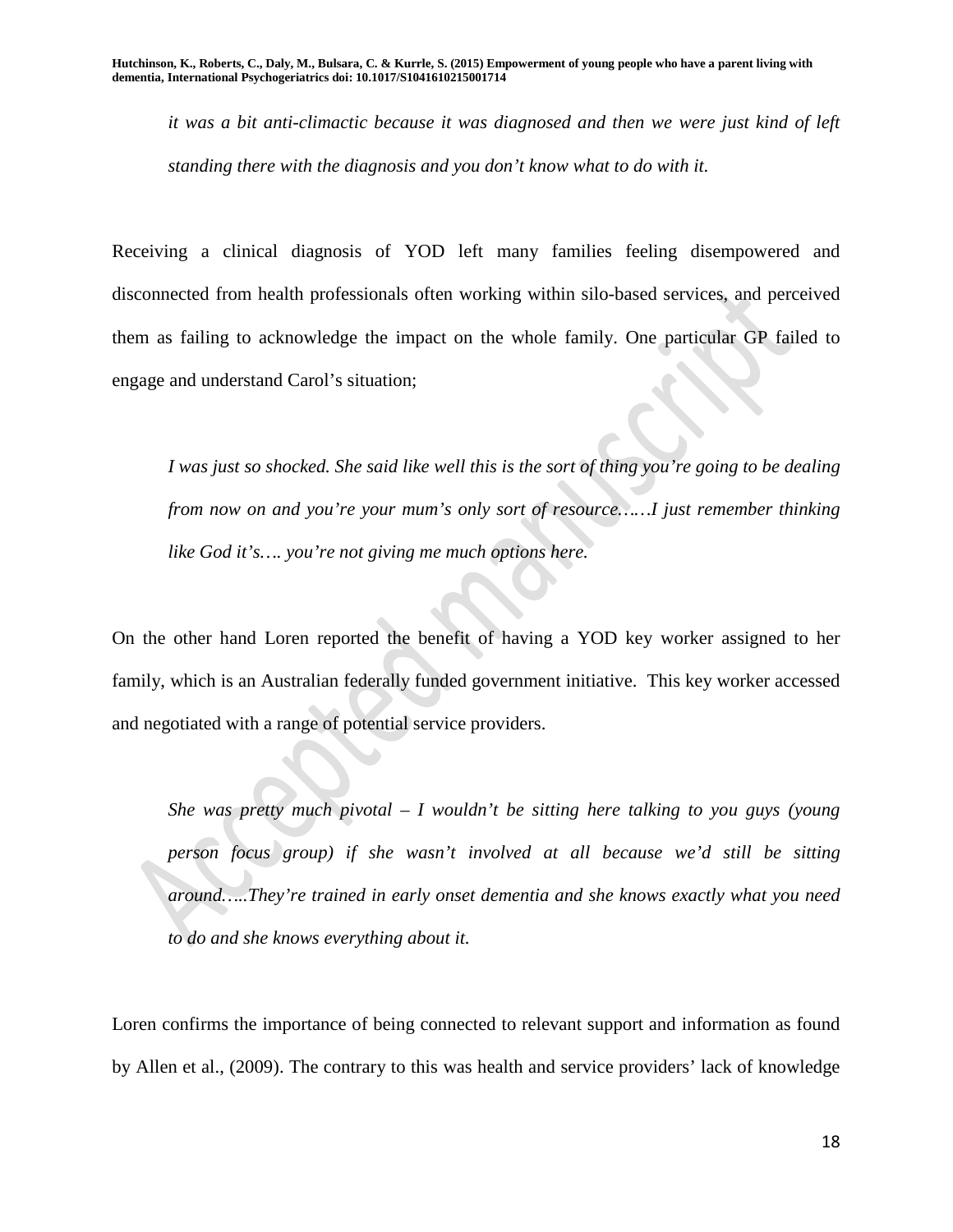*it was a bit anti-climactic because it was diagnosed and then we were just kind of left standing there with the diagnosis and you don't know what to do with it.*

Receiving a clinical diagnosis of YOD left many families feeling disempowered and disconnected from health professionals often working within silo-based services, and perceived them as failing to acknowledge the impact on the whole family. One particular GP failed to engage and understand Carol's situation;

*I was just so shocked. She said like well this is the sort of thing you're going to be dealing from now on and you're your mum's only sort of resource……I just remember thinking like God it's…. you're not giving me much options here.*

On the other hand Loren reported the benefit of having a YOD key worker assigned to her family, which is an Australian federally funded government initiative. This key worker accessed and negotiated with a range of potential service providers.

*She was pretty much pivotal – I wouldn't be sitting here talking to you guys (young person focus group) if she wasn't involved at all because we'd still be sitting around…..They're trained in early onset dementia and she knows exactly what you need to do and she knows everything about it.*

Loren confirms the importance of being connected to relevant support and information as found by Allen et al., (2009). The contrary to this was health and service providers' lack of knowledge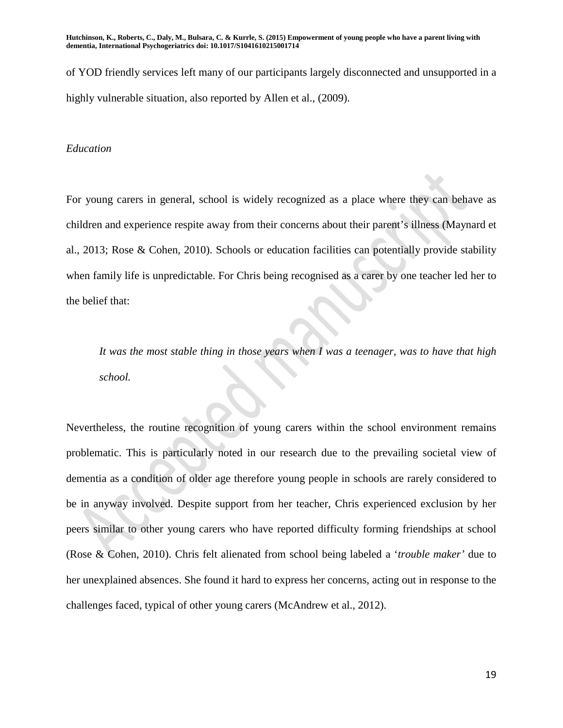of YOD friendly services left many of our participants largely disconnected and unsupported in a highly vulnerable situation, also reported by Allen et al., (2009).

*Education*

For young carers in general, school is widely recognized as a place where they can behave as children and experience respite away from their concerns about their parent's illness (Maynard et al., 2013; Rose & Cohen, 2010). Schools or education facilities can potentially provide stability when family life is unpredictable. For Chris being recognised as a carer by one teacher led her to the belief that:

> *It was the most stable thing in those years when I was a teenager, was to have that high school.*

Nevertheless, the routine recognition of young carers within the school environment remains problematic. This is particularly noted in our research due to the prevailing societal view of dementia as a condition of older age therefore young people in schools are rarely considered to be in anyway involved. Despite support from her teacher, Chris experienced exclusion by her peers similar to other young carers who have reported difficulty forming friendships at school (Rose & Cohen, 2010). Chris felt alienated from school being labeled a '*trouble maker'* due to her unexplained absences. She found it hard to express her concerns, acting out in response to the challenges faced, typical of other young carers (McAndrew et al., 2012).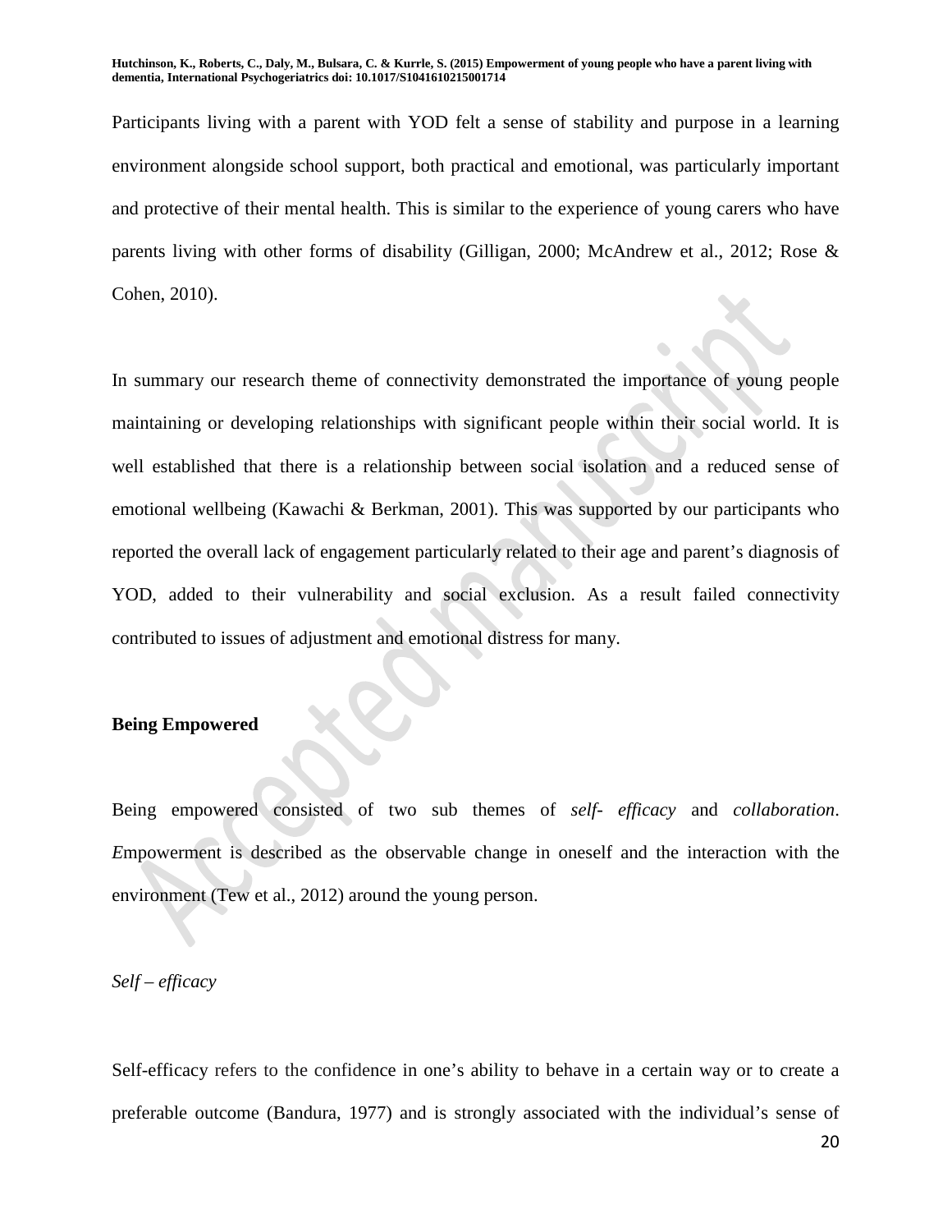Participants living with a parent with YOD felt a sense of stability and purpose in a learning environment alongside school support, both practical and emotional, was particularly important and protective of their mental health. This is similar to the experience of young carers who have parents living with other forms of disability (Gilligan, 2000; McAndrew et al., 2012; Rose & Cohen, 2010).

In summary our research theme of connectivity demonstrated the importance of young people maintaining or developing relationships with significant people within their social world. It is well established that there is a relationship between social isolation and a reduced sense of emotional wellbeing (Kawachi & Berkman, 2001). This was supported by our participants who reported the overall lack of engagement particularly related to their age and parent's diagnosis of YOD, added to their vulnerability and social exclusion. As a result failed connectivity contributed to issues of adjustment and emotional distress for many.

**Being Empowered**

Being empowered consisted of two sub themes of *self- efficacy* and *collaboration*. *E*mpowerment is described as the observable change in oneself and the interaction with the environment (Tew et al., 2012) around the young person.

*Self – efficacy*

Self-efficacy refers to the confidence in one's ability to behave in a certain way or to create a preferable outcome (Bandura, 1977) and is strongly associated with the individual's sense of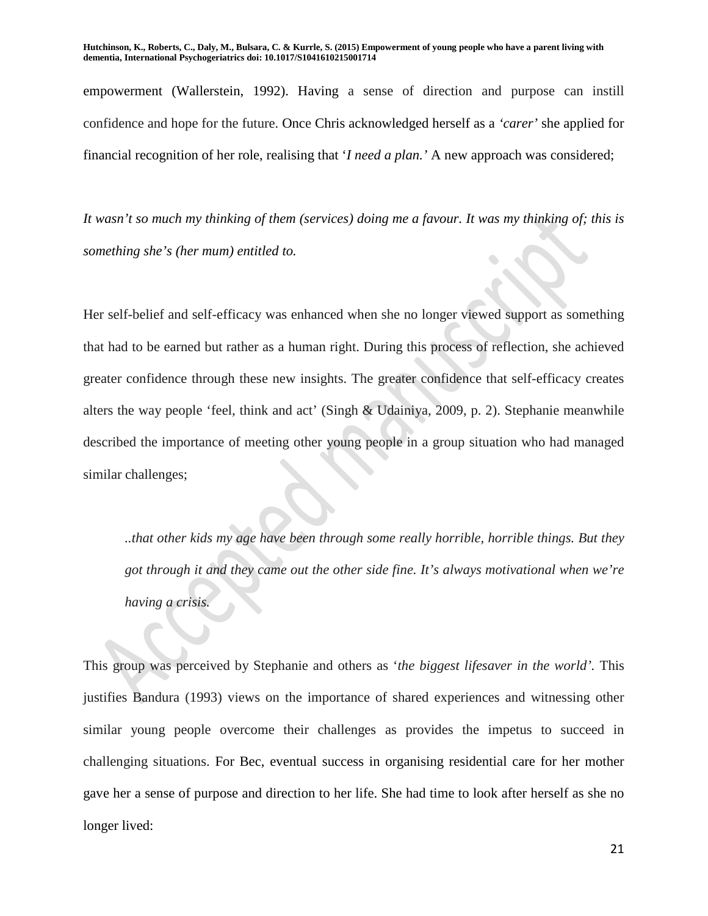empowerment (Wallerstein, 1992). Having a sense of direction and purpose can instill confidence and hope for the future. Once Chris acknowledged herself as a *'carer'* she applied for financial recognition of her role, realising that '*I need a plan.'* A new approach was considered;

*It wasn't so much my thinking of them (services) doing me a favour. It was my thinking of; this is something she's (her mum) entitled to.*

Her self-belief and self-efficacy was enhanced when she no longer viewed support as something that had to be earned but rather as a human right. During this process of reflection, she achieved greater confidence through these new insights. The greater confidence that self-efficacy creates alters the way people 'feel, think and act' (Singh & Udainiya, 2009, p. 2). Stephanie meanwhile described the importance of meeting other young people in a group situation who had managed similar challenges;

> *..that other kids my age have been through some really horrible, horrible things. But they got through it and they came out the other side fine. It's always motivational when we're having a crisis.*

This group was perceived by Stephanie and others as '*the biggest lifesaver in the world'.* This justifies Bandura (1993) views on the importance of shared experiences and witnessing other similar young people overcome their challenges as provides the impetus to succeed in challenging situations. For Bec, eventual success in organising residential care for her mother gave her a sense of purpose and direction to her life. She had time to look after herself as she no longer lived: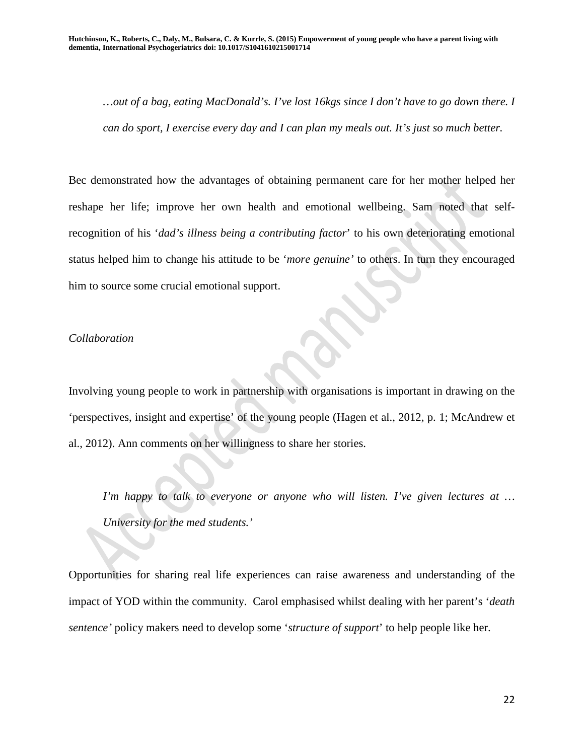*…out of a bag, eating MacDonald's. I've lost 16kgs since I don't have to go down there. I can do sport, I exercise every day and I can plan my meals out. It's just so much better.*

Bec demonstrated how the advantages of obtaining permanent care for her mother helped her reshape her life; improve her own health and emotional wellbeing. Sam noted that self-recognition of his '*dad's illness being a contributing factor*' to his own deteriorating emotional status helped him to change his attitude to be '*more genuine'* to others. In turn they encouraged him to source some crucial emotional support.

*Collaboration*

Involving young people to work in partnership with organisations is important in drawing on the 'perspectives, insight and expertise' of the young people (Hagen et al., 2012, p. 1; McAndrew et al., 2012). Ann comments on her willingness to share her stories.

*I'm happy to talk to everyone or anyone who will listen. I've given lectures at … University for the med students.'*

Opportunities for sharing real life experiences can raise awareness and understanding of the impact of YOD within the community. Carol emphasised whilst dealing with her parent's '*death sentence'* policy makers need to develop some '*structure of support*' to help people like her.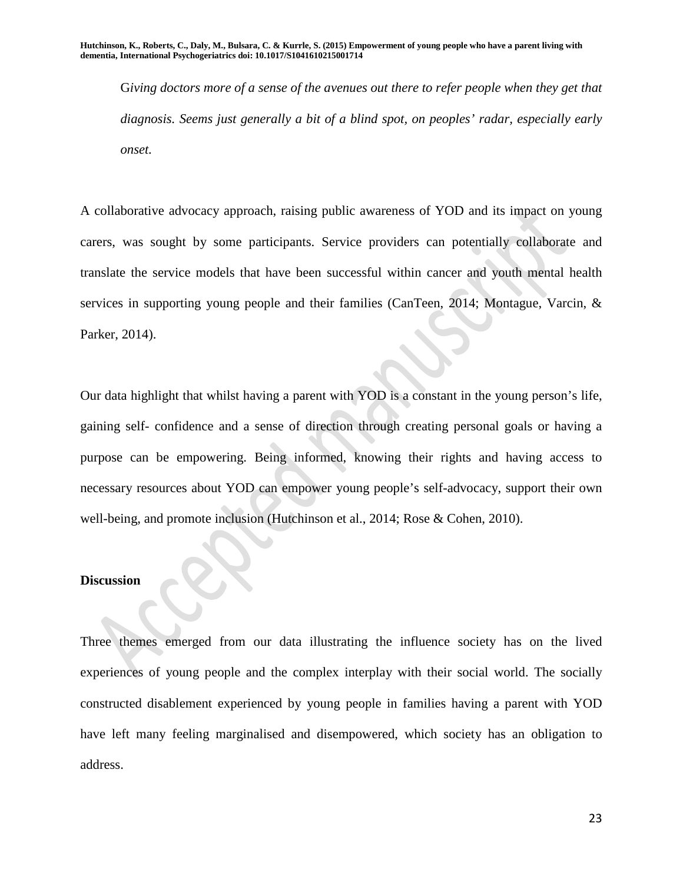*Giving doctors more of a sense of the avenues out there to refer people when they get that diagnosis. Seems just generally a bit of a blind spot, on peoples' radar, especially early onset.*

A collaborative advocacy approach, raising public awareness of YOD and its impact on young carers, was sought by some participants. Service providers can potentially collaborate and translate the service models that have been successful within cancer and youth mental health services in supporting young people and their families (CanTeen, 2014; Montague, Varcin, & Parker, 2014).

Our data highlight that whilst having a parent with YOD is a constant in the young person's life, gaining self- confidence and a sense of direction through creating personal goals or having a purpose can be empowering. Being informed, knowing their rights and having access to necessary resources about YOD can empower young people's self-advocacy, support their own well-being, and promote inclusion (Hutchinson et al., 2014; Rose & Cohen, 2010).

## Discussion

Three themes emerged from our data illustrating the influence society has on the lived experiences of young people and the complex interplay with their social world. The socially constructed disablement experienced by young people in families having a parent with YOD have left many feeling marginalised and disempowered, which society has an obligation to address.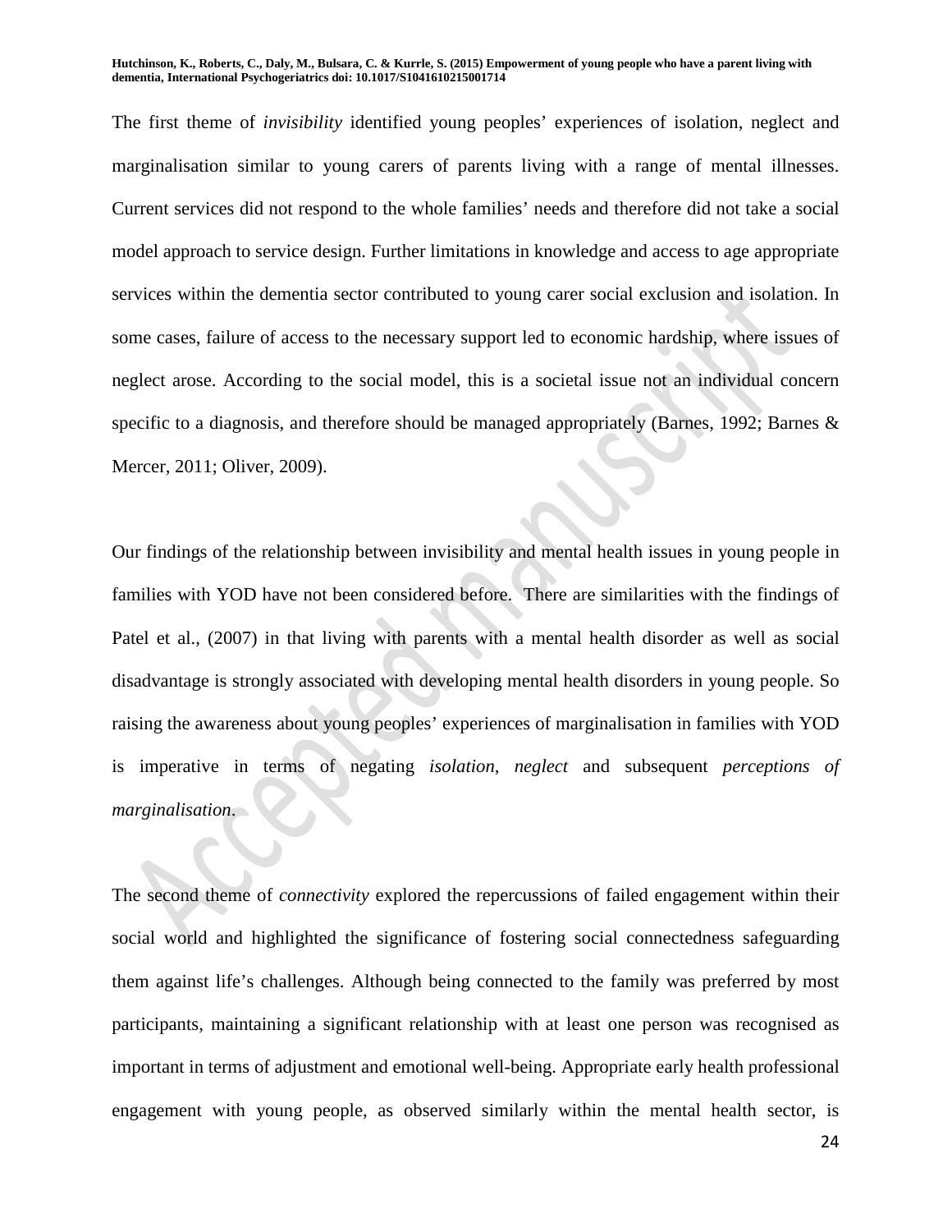The first theme of *invisibility* identified young peoples' experiences of isolation, neglect and marginalisation similar to young carers of parents living with a range of mental illnesses. Current services did not respond to the whole families' needs and therefore did not take a social model approach to service design. Further limitations in knowledge and access to age appropriate services within the dementia sector contributed to young carer social exclusion and isolation. In some cases, failure of access to the necessary support led to economic hardship, where issues of neglect arose. According to the social model, this is a societal issue not an individual concern specific to a diagnosis, and therefore should be managed appropriately (Barnes, 1992; Barnes & Mercer, 2011; Oliver, 2009).

Our findings of the relationship between invisibility and mental health issues in young people in families with YOD have not been considered before. There are similarities with the findings of Patel et al., (2007) in that living with parents with a mental health disorder as well as social disadvantage is strongly associated with developing mental health disorders in young people. So raising the awareness about young peoples' experiences of marginalisation in families with YOD is imperative in terms of negating *isolation*, *neglect* and subsequent *perceptions of marginalisation*.

The second theme of *connectivity* explored the repercussions of failed engagement within their social world and highlighted the significance of fostering social connectedness safeguarding them against life's challenges. Although being connected to the family was preferred by most participants, maintaining a significant relationship with at least one person was recognised as important in terms of adjustment and emotional well-being. Appropriate early health professional engagement with young people, as observed similarly within the mental health sector, is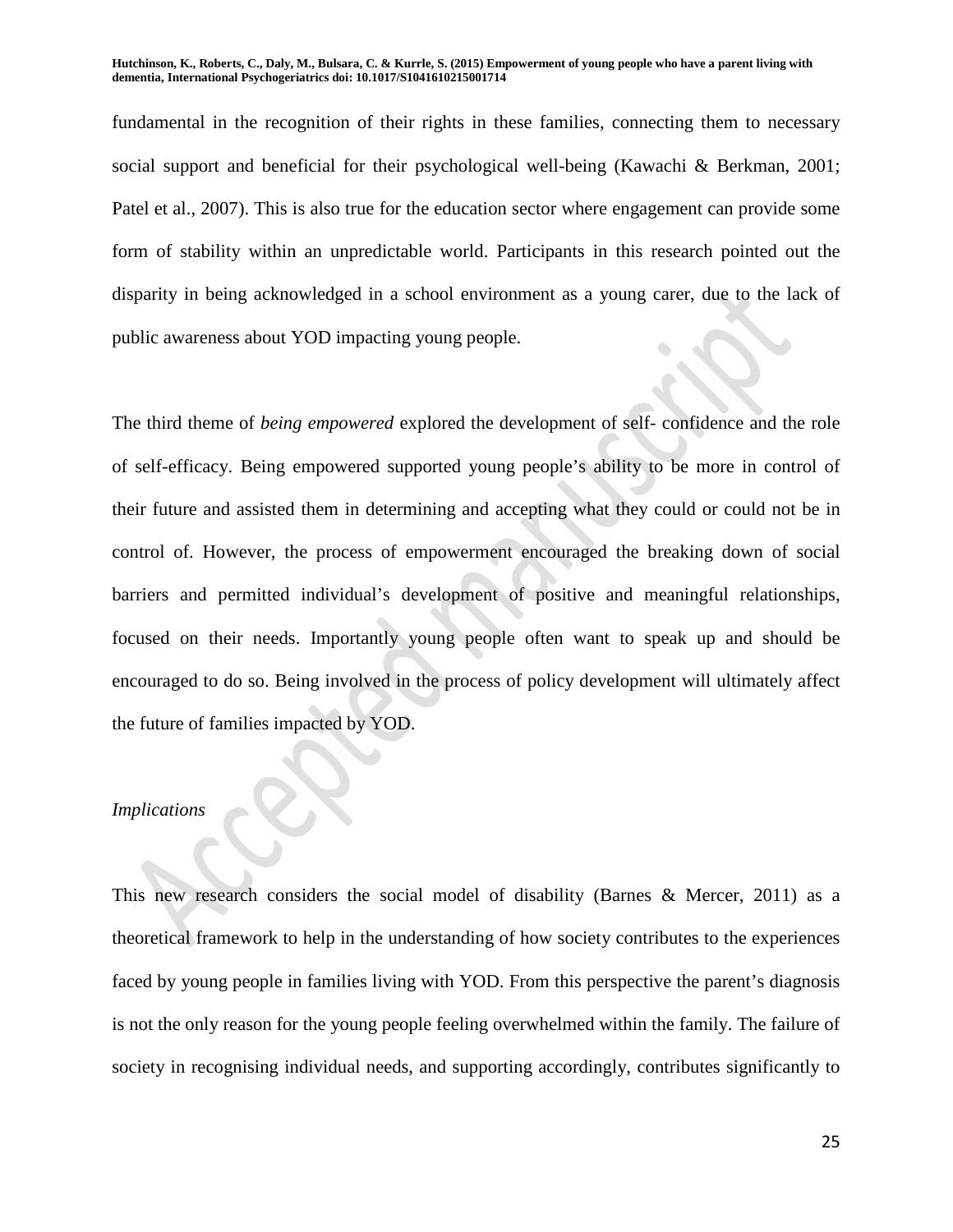fundamental in the recognition of their rights in these families, connecting them to necessary social support and beneficial for their psychological well-being (Kawachi & Berkman, 2001; Patel et al., 2007). This is also true for the education sector where engagement can provide some form of stability within an unpredictable world. Participants in this research pointed out the disparity in being acknowledged in a school environment as a young carer, due to the lack of public awareness about YOD impacting young people.

The third theme of *being empowered* explored the development of self- confidence and the role of self-efficacy. Being empowered supported young people's ability to be more in control of their future and assisted them in determining and accepting what they could or could not be in control of. However, the process of empowerment encouraged the breaking down of social barriers and permitted individual's development of positive and meaningful relationships, focused on their needs. Importantly young people often want to speak up and should be encouraged to do so. Being involved in the process of policy development will ultimately affect the future of families impacted by YOD.

*Implications*

This new research considers the social model of disability (Barnes & Mercer, 2011) as a theoretical framework to help in the understanding of how society contributes to the experiences faced by young people in families living with YOD. From this perspective the parent's diagnosis is not the only reason for the young people feeling overwhelmed within the family. The failure of society in recognising individual needs, and supporting accordingly, contributes significantly to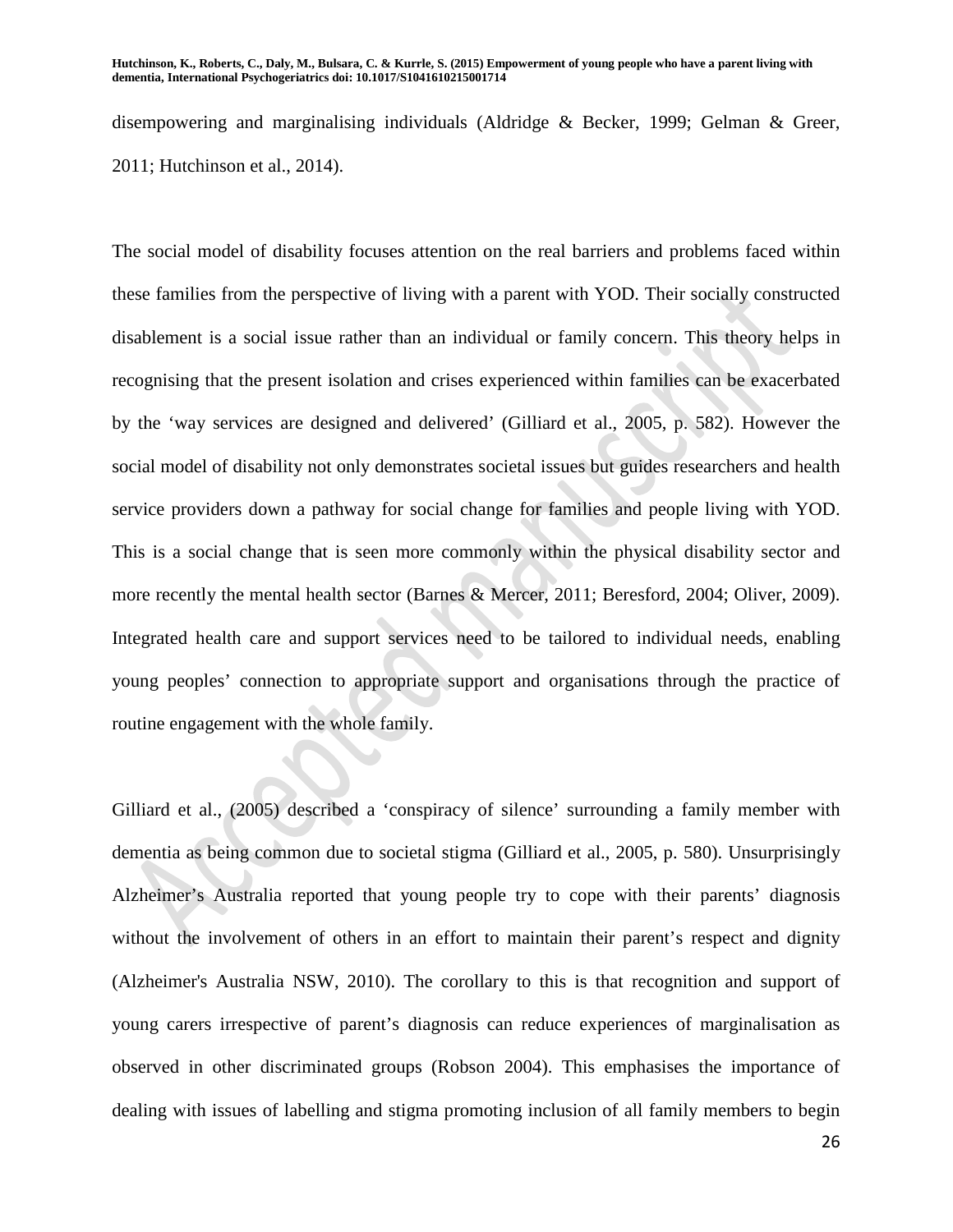disempowering and marginalising individuals (Aldridge & Becker, 1999; Gelman & Greer, 2011; Hutchinson et al., 2014).

The social model of disability focuses attention on the real barriers and problems faced within these families from the perspective of living with a parent with YOD. Their socially constructed disablement is a social issue rather than an individual or family concern. This theory helps in recognising that the present isolation and crises experienced within families can be exacerbated by the 'way services are designed and delivered' (Gilliard et al., 2005, p. 582). However the social model of disability not only demonstrates societal issues but guides researchers and health service providers down a pathway for social change for families and people living with YOD. This is a social change that is seen more commonly within the physical disability sector and more recently the mental health sector (Barnes & Mercer, 2011; Beresford, 2004; Oliver, 2009). Integrated health care and support services need to be tailored to individual needs, enabling young peoples' connection to appropriate support and organisations through the practice of routine engagement with the whole family.

Gilliard et al., (2005) described a 'conspiracy of silence' surrounding a family member with dementia as being common due to societal stigma (Gilliard et al., 2005, p. 580). Unsurprisingly Alzheimer's Australia reported that young people try to cope with their parents' diagnosis without the involvement of others in an effort to maintain their parent's respect and dignity (Alzheimer's Australia NSW, 2010). The corollary to this is that recognition and support of young carers irrespective of parent's diagnosis can reduce experiences of marginalisation as observed in other discriminated groups (Robson 2004). This emphasises the importance of dealing with issues of labelling and stigma promoting inclusion of all family members to begin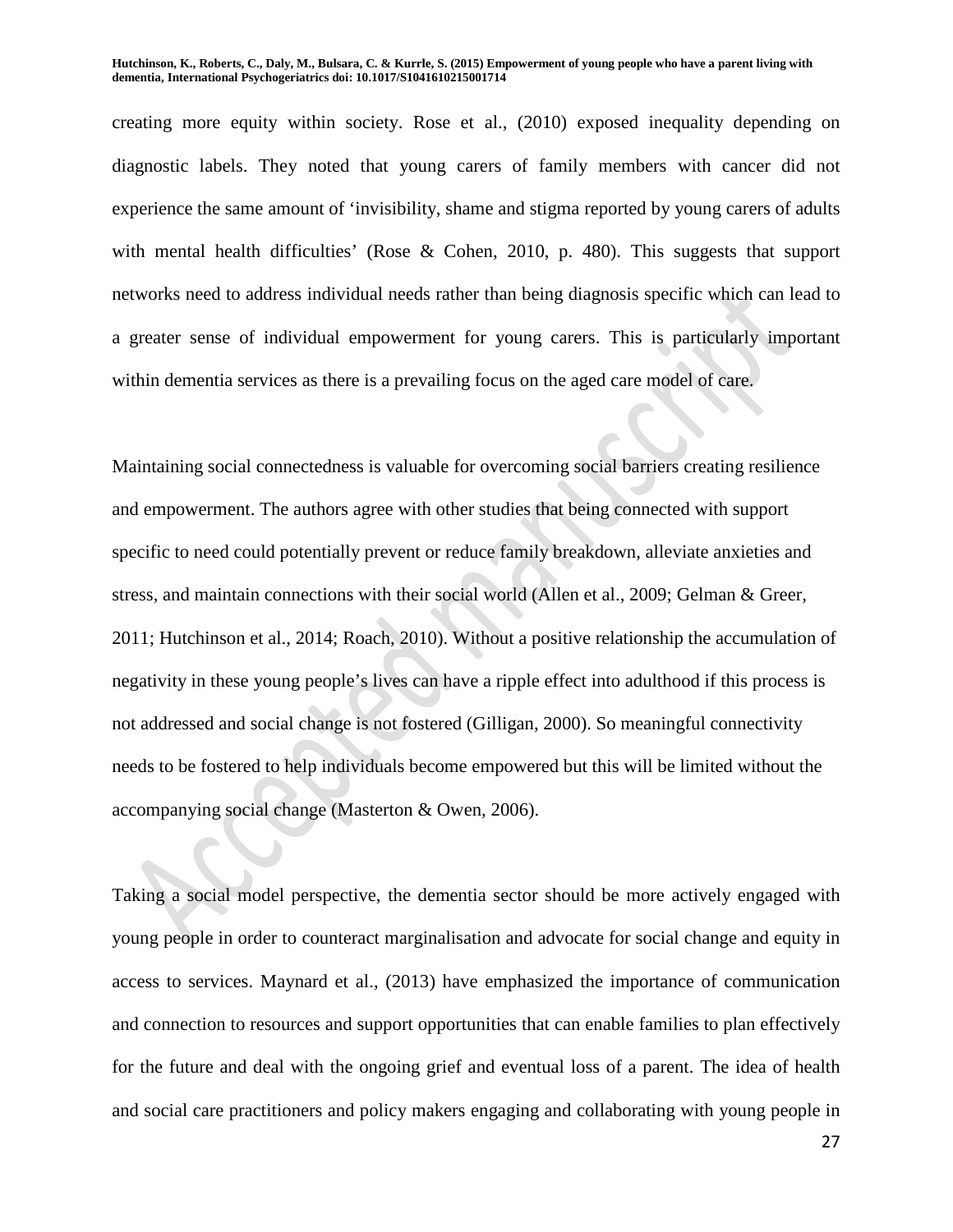creating more equity within society. Rose et al., (2010) exposed inequality depending on diagnostic labels. They noted that young carers of family members with cancer did not experience the same amount of 'invisibility, shame and stigma reported by young carers of adults with mental health difficulties' (Rose & Cohen, 2010, p. 480). This suggests that support networks need to address individual needs rather than being diagnosis specific which can lead to a greater sense of individual empowerment for young carers. This is particularly important within dementia services as there is a prevailing focus on the aged care model of care.

Maintaining social connectedness is valuable for overcoming social barriers creating resilience and empowerment. The authors agree with other studies that being connected with support specific to need could potentially prevent or reduce family breakdown, alleviate anxieties and stress, and maintain connections with their social world (Allen et al., 2009; Gelman & Greer, 2011; Hutchinson et al., 2014; Roach, 2010). Without a positive relationship the accumulation of negativity in these young people's lives can have a ripple effect into adulthood if this process is not addressed and social change is not fostered (Gilligan, 2000). So meaningful connectivity needs to be fostered to help individuals become empowered but this will be limited without the accompanying social change (Masterton & Owen, 2006).

Taking a social model perspective, the dementia sector should be more actively engaged with young people in order to counteract marginalisation and advocate for social change and equity in access to services. Maynard et al., (2013) have emphasized the importance of communication and connection to resources and support opportunities that can enable families to plan effectively for the future and deal with the ongoing grief and eventual loss of a parent. The idea of health and social care practitioners and policy makers engaging and collaborating with young people in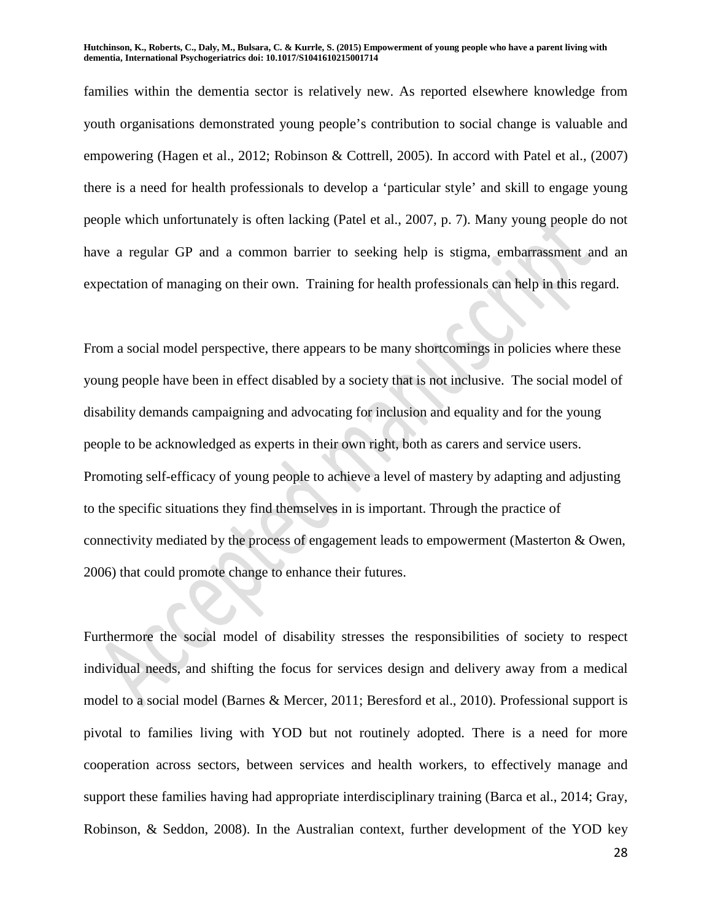families within the dementia sector is relatively new. As reported elsewhere knowledge from youth organisations demonstrated young people's contribution to social change is valuable and empowering (Hagen et al., 2012; Robinson & Cottrell, 2005). In accord with Patel et al., (2007) there is a need for health professionals to develop a 'particular style' and skill to engage young people which unfortunately is often lacking (Patel et al., 2007, p. 7). Many young people do not have a regular GP and a common barrier to seeking help is stigma, embarrassment and an expectation of managing on their own. Training for health professionals can help in this regard.

From a social model perspective, there appears to be many shortcomings in policies where these young people have been in effect disabled by a society that is not inclusive. The social model of disability demands campaigning and advocating for inclusion and equality and for the young people to be acknowledged as experts in their own right, both as carers and service users. Promoting self-efficacy of young people to achieve a level of mastery by adapting and adjusting to the specific situations they find themselves in is important. Through the practice of connectivity mediated by the process of engagement leads to empowerment (Masterton & Owen, 2006) that could promote change to enhance their futures.

Furthermore the social model of disability stresses the responsibilities of society to respect individual needs, and shifting the focus for services design and delivery away from a medical model to a social model (Barnes & Mercer, 2011; Beresford et al., 2010). Professional support is pivotal to families living with YOD but not routinely adopted. There is a need for more cooperation across sectors, between services and health workers, to effectively manage and support these families having had appropriate interdisciplinary training (Barca et al., 2014; Gray, Robinson, & Seddon, 2008). In the Australian context, further development of the YOD key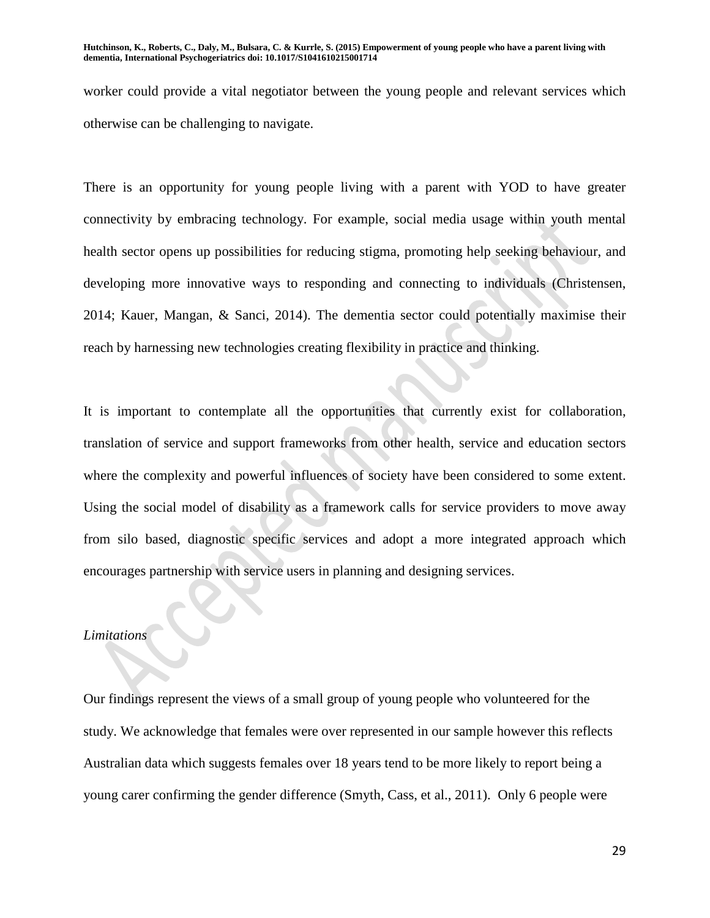worker could provide a vital negotiator between the young people and relevant services which otherwise can be challenging to navigate.

There is an opportunity for young people living with a parent with YOD to have greater connectivity by embracing technology. For example, social media usage within youth mental health sector opens up possibilities for reducing stigma, promoting help seeking behaviour, and developing more innovative ways to responding and connecting to individuals (Christensen, 2014; Kauer, Mangan, & Sanci, 2014). The dementia sector could potentially maximise their reach by harnessing new technologies creating flexibility in practice and thinking.

It is important to contemplate all the opportunities that currently exist for collaboration, translation of service and support frameworks from other health, service and education sectors where the complexity and powerful influences of society have been considered to some extent. Using the social model of disability as a framework calls for service providers to move away from silo based, diagnostic specific services and adopt a more integrated approach which encourages partnership with service users in planning and designing services.

*Limitations*

Our findings represent the views of a small group of young people who volunteered for the study. We acknowledge that females were over represented in our sample however this reflects Australian data which suggests females over 18 years tend to be more likely to report being a young carer confirming the gender difference (Smyth, Cass, et al., 2011). Only 6 people were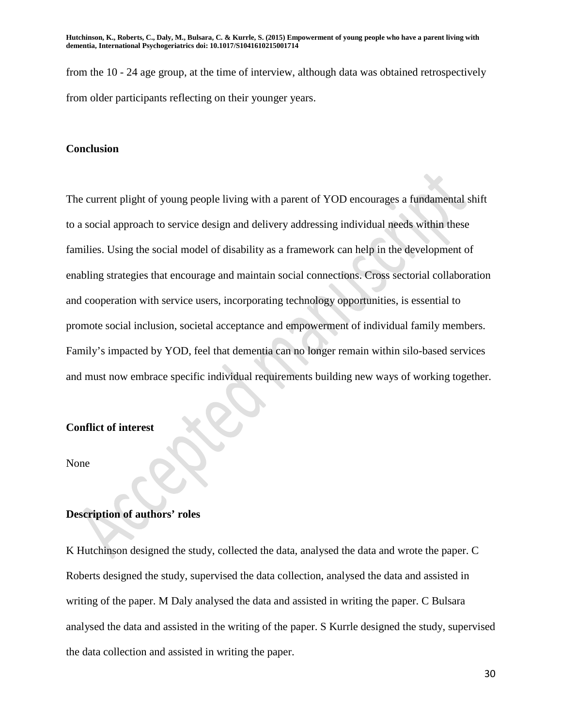from the 10 - 24 age group, at the time of interview, although data was obtained retrospectively from older participants reflecting on their younger years.

## Conclusion

The current plight of young people living with a parent of YOD encourages a fundamental shift to a social approach to service design and delivery addressing individual needs within these families. Using the social model of disability as a framework can help in the development of enabling strategies that encourage and maintain social connections. Cross sectorial collaboration and cooperation with service users, incorporating technology opportunities, is essential to promote social inclusion, societal acceptance and empowerment of individual family members. Family's impacted by YOD, feel that dementia can no longer remain within silo-based services and must now embrace specific individual requirements building new ways of working together.

## Conflict of interest

None

## Description of authors' roles

K Hutchinson designed the study, collected the data, analysed the data and wrote the paper. C Roberts designed the study, supervised the data collection, analysed the data and assisted in writing of the paper. M Daly analysed the data and assisted in writing the paper. C Bulsara analysed the data and assisted in the writing of the paper. S Kurrle designed the study, supervised the data collection and assisted in writing the paper.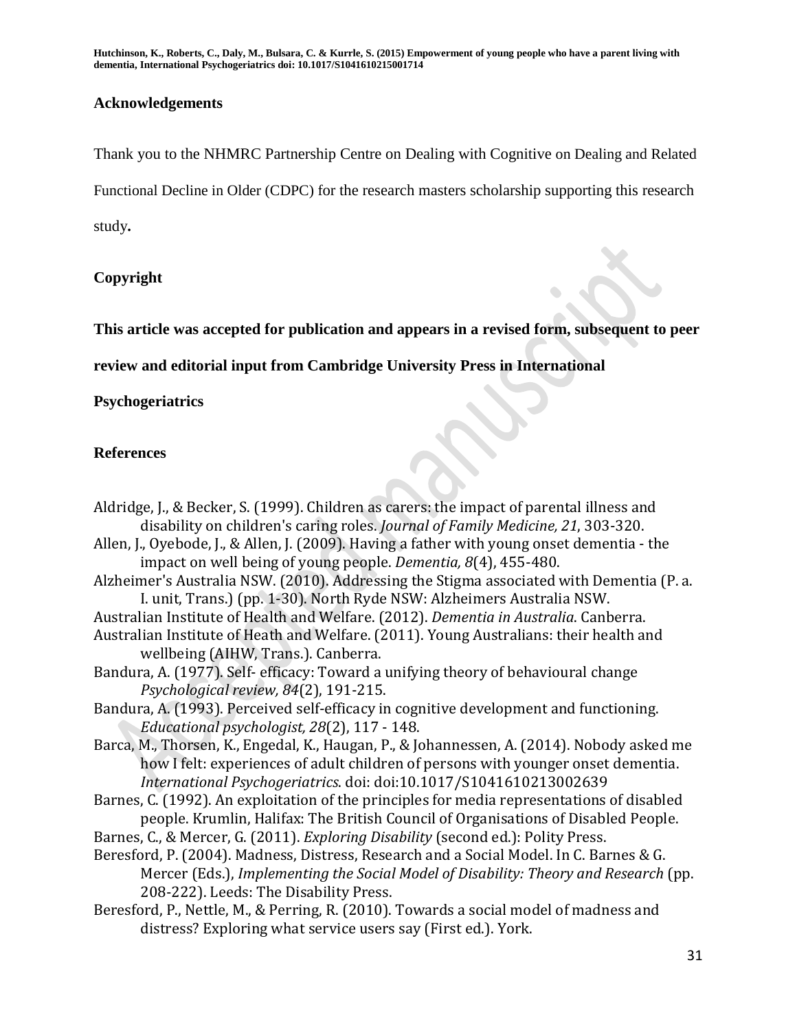## Acknowledgements

Thank you to the NHMRC Partnership Centre on Dealing with Cognitive on Dealing and Related Functional Decline in Older (CDPC) for the research masters scholarship supporting this research study**.**

## Copyright

**This article was accepted for publication and appears in a revised form, subsequent to peer review and editorial input from Cambridge University Press in International Psychogeriatrics**

## References

Aldridge, J., & Becker, S. (1999). Children as carers: the impact of parental illness and disability on children's caring roles. *Journal of Family Medicine, 21*, 303-320.

Allen, J., Oyebode, J., & Allen, J. (2009). Having a father with young onset dementia - the impact on well being of young people. *Dementia, 8*(4), 455-480.

Alzheimer's Australia NSW. (2010). Addressing the Stigma associated with Dementia (P. a. I. unit, Trans.) (pp. 1-30). North Ryde NSW: Alzheimers Australia NSW.

Australian Institute of Health and Welfare. (2012). *Dementia in Australia*. Canberra.

Australian Institute of Heath and Welfare. (2011). Young Australians: their health and wellbeing (AIHW, Trans.). Canberra.

Bandura, A. (1977). Self- efficacy: Toward a unifying theory of behavioural change *Psychological review, 84*(2), 191-215.

Bandura, A. (1993). Perceived self-efficacy in cognitive development and functioning. *Educational psychologist, 28*(2), 117 - 148.

Barca, M., Thorsen, K., Engedal, K., Haugan, P., & Johannessen, A. (2014). Nobody asked me how I felt: experiences of adult children of persons with younger onset dementia. *International Psychogeriatrics*. doi: doi:10.1017/S1041610213002639

Barnes, C. (1992). An exploitation of the principles for media representations of disabled people. Krumlin, Halifax: The British Council of Organisations of Disabled People.

Barnes, C., & Mercer, G. (2011). *Exploring Disability* (second ed.): Polity Press.

Beresford, P. (2004). Madness, Distress, Research and a Social Model. In C. Barnes & G. Mercer (Eds.), *Implementing the Social Model of Disability: Theory and Research* (pp. 208-222). Leeds: The Disability Press.

Beresford, P., Nettle, M., & Perring, R. (2010). Towards a social model of madness and distress? Exploring what service users say (First ed.). York.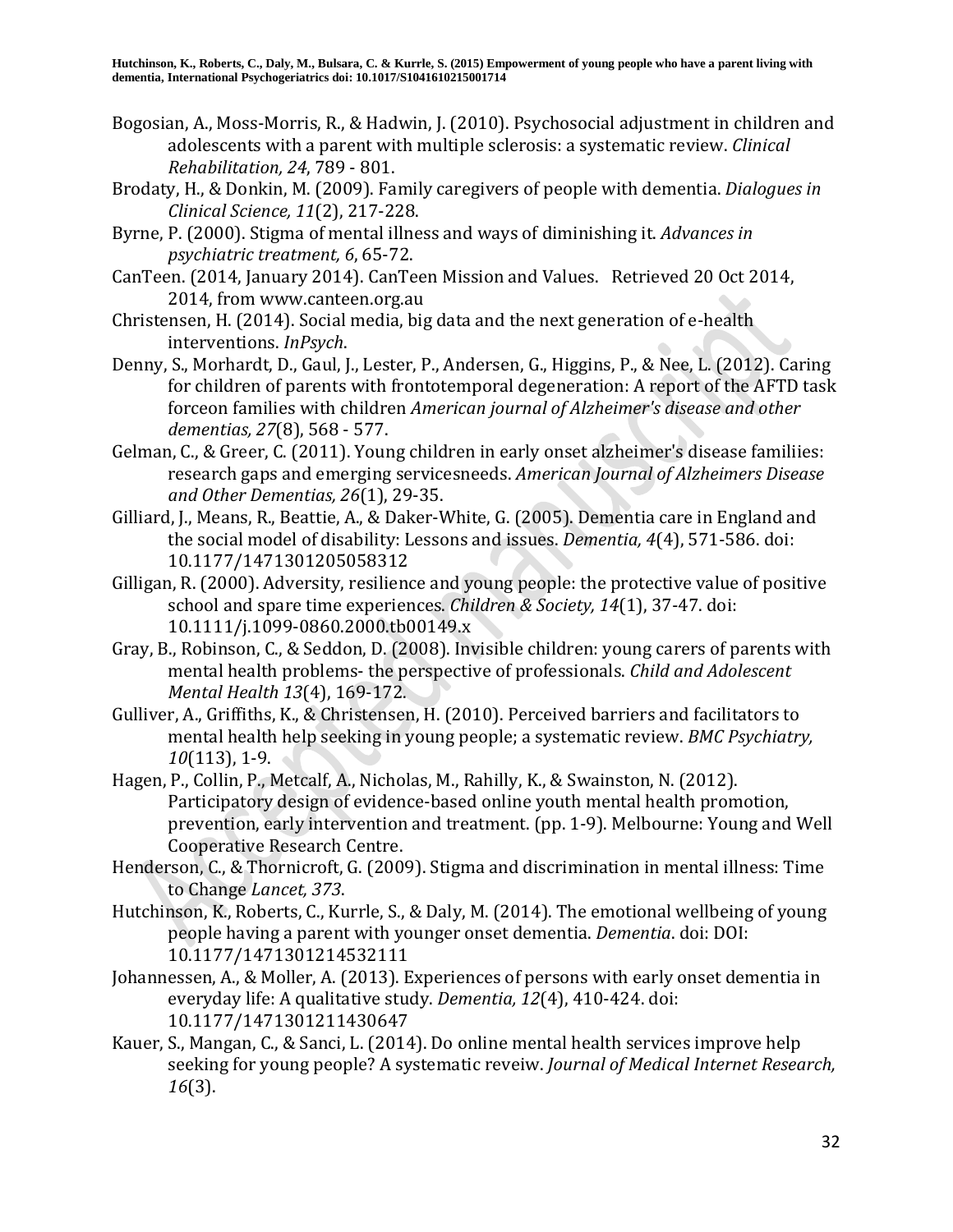Bogosian, A., Moss-Morris, R., & Hadwin, J. (2010). Psychosocial adjustment in children and adolescents with a parent with multiple sclerosis: a systematic review. *Clinical Rehabilitation, 24*, 789 - 801.

Brodaty, H., & Donkin, M. (2009). Family caregivers of people with dementia. *Dialogues in Clinical Science, 11*(2), 217-228.

Byrne, P. (2000). Stigma of mental illness and ways of diminishing it. *Advances in psychiatric treatment, 6*, 65-72.

CanTeen. (2014, January 2014). CanTeen Mission and Values. Retrieved 20 Oct 2014, 2014, from www.canteen.org.au

Christensen, H. (2014). Social media, big data and the next generation of e-health interventions. *InPsych*.

Denny, S., Morhardt, D., Gaul, J., Lester, P., Andersen, G., Higgins, P., & Nee, L. (2012). Caring for children of parents with frontotemporal degeneration: A report of the AFTD task forceon families with children *American journal of Alzheimer's disease and other dementias, 27*(8), 568 - 577.

Gelman, C., & Greer, C. (2011). Young children in early onset alzheimer's disease familiies: research gaps and emerging servicesneeds. *American Journal of Alzheimers Disease and Other Dementias, 26*(1), 29-35.

Gilliard, J., Means, R., Beattie, A., & Daker-White, G. (2005). Dementia care in England and the social model of disability: Lessons and issues. *Dementia, 4*(4), 571-586. doi: 10.1177/1471301205058312

Gilligan, R. (2000). Adversity, resilience and young people: the protective value of positive school and spare time experiences. *Children & Society, 14*(1), 37-47. doi: 10.1111/j.1099-0860.2000.tb00149.x

Gray, B., Robinson, C., & Seddon, D. (2008). Invisible children: young carers of parents with mental health problems- the perspective of professionals. *Child and Adolescent Mental Health 13*(4), 169-172.

Gulliver, A., Griffiths, K., & Christensen, H. (2010). Perceived barriers and facilitators to mental health help seeking in young people; a systematic review. *BMC Psychiatry, 10*(113), 1-9.

Hagen, P., Collin, P., Metcalf, A., Nicholas, M., Rahilly, K., & Swainston, N. (2012). Participatory design of evidence-based online youth mental health promotion, prevention, early intervention and treatment. (pp. 1-9). Melbourne: Young and Well Cooperative Research Centre.

Henderson, C., & Thornicroft, G. (2009). Stigma and discrimination in mental illness: Time to Change *Lancet, 373*.

Hutchinson, K., Roberts, C., Kurrle, S., & Daly, M. (2014). The emotional wellbeing of young people having a parent with younger onset dementia. *Dementia*. doi: DOI: 10.1177/1471301214532111

Johannessen, A., & Moller, A. (2013). Experiences of persons with early onset dementia in everyday life: A qualitative study. *Dementia, 12*(4), 410-424. doi: 10.1177/1471301211430647

Kauer, S., Mangan, C., & Sanci, L. (2014). Do online mental health services improve help seeking for young people? A systematic reveiw. *Journal of Medical Internet Research, 16*(3).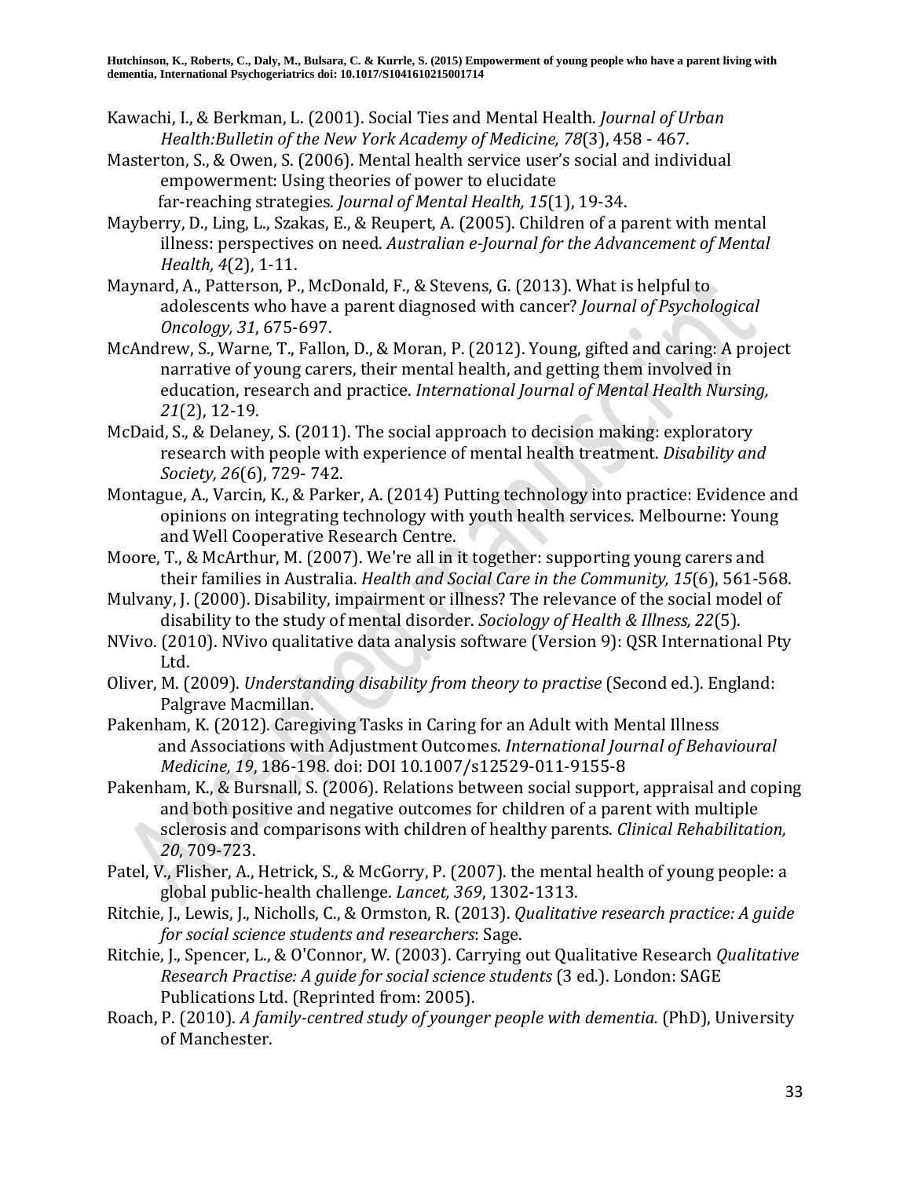Kawachi, I., & Berkman, L. (2001). Social Ties and Mental Health. *Journal of Urban Health:Bulletin of the New York Academy of Medicine, 78*(3), 458 - 467.

Masterton, S., & Owen, S. (2006). Mental health service user's social and individual empowerment: Using theories of power to elucidate far-reaching strategies. *Journal of Mental Health, 15*(1), 19-34.

Mayberry, D., Ling, L., Szakas, E., & Reupert, A. (2005). Children of a parent with mental illness: perspectives on need. *Australian e-Journal for the Advancement of Mental Health, 4*(2), 1-11.

Maynard, A., Patterson, P., McDonald, F., & Stevens, G. (2013). What is helpful to adolescents who have a parent diagnosed with cancer? *Journal of Psychological Oncology, 31*, 675-697.

McAndrew, S., Warne, T., Fallon, D., & Moran, P. (2012). Young, gifted and caring: A project narrative of young carers, their mental health, and getting them involved in education, research and practice. *International Journal of Mental Health Nursing, 21*(2), 12-19.

McDaid, S., & Delaney, S. (2011). The social approach to decision making: exploratory research with people with experience of mental health treatment. *Disability and Society, 26*(6), 729- 742.

Montague, A., Varcin, K., & Parker, A. (2014) Putting technology into practice: Evidence and opinions on integrating technology with youth health services. Melbourne: Young and Well Cooperative Research Centre.

Moore, T., & McArthur, M. (2007). We're all in it together: supporting young carers and their families in Australia. *Health and Social Care in the Community, 15*(6), 561-568.

Mulvany, J. (2000). Disability, impairment or illness? The relevance of the social model of disability to the study of mental disorder. *Sociology of Health & Illness, 22*(5).

NVivo. (2010). NVivo qualitative data analysis software (Version 9): QSR International Pty Ltd.

Oliver, M. (2009). *Understanding disability from theory to practise* (Second ed.). England: Palgrave Macmillan.

Pakenham, K. (2012). Caregiving Tasks in Caring for an Adult with Mental Illness and Associations with Adjustment Outcomes. *International Journal of Behavioural Medicine, 19*, 186-198. doi: DOI 10.1007/s12529-011-9155-8

Pakenham, K., & Bursnall, S. (2006). Relations between social support, appraisal and coping and both positive and negative outcomes for children of a parent with multiple sclerosis and comparisons with children of healthy parents. *Clinical Rehabilitation, 20*, 709-723.

Patel, V., Flisher, A., Hetrick, S., & McGorry, P. (2007). the mental health of young people: a global public-health challenge. *Lancet, 369*, 1302-1313.

Ritchie, J., Lewis, J., Nicholls, C., & Ormston, R. (2013). *Qualitative research practice: A guide for social science students and researchers*: Sage.

Ritchie, J., Spencer, L., & O'Connor, W. (2003). Carrying out Qualitative Research *Qualitative Research Practise: A guide for social science students* (3 ed.). London: SAGE Publications Ltd. (Reprinted from: 2005).

Roach, P. (2010). *A family-centred study of younger people with dementia.* (PhD), University of Manchester.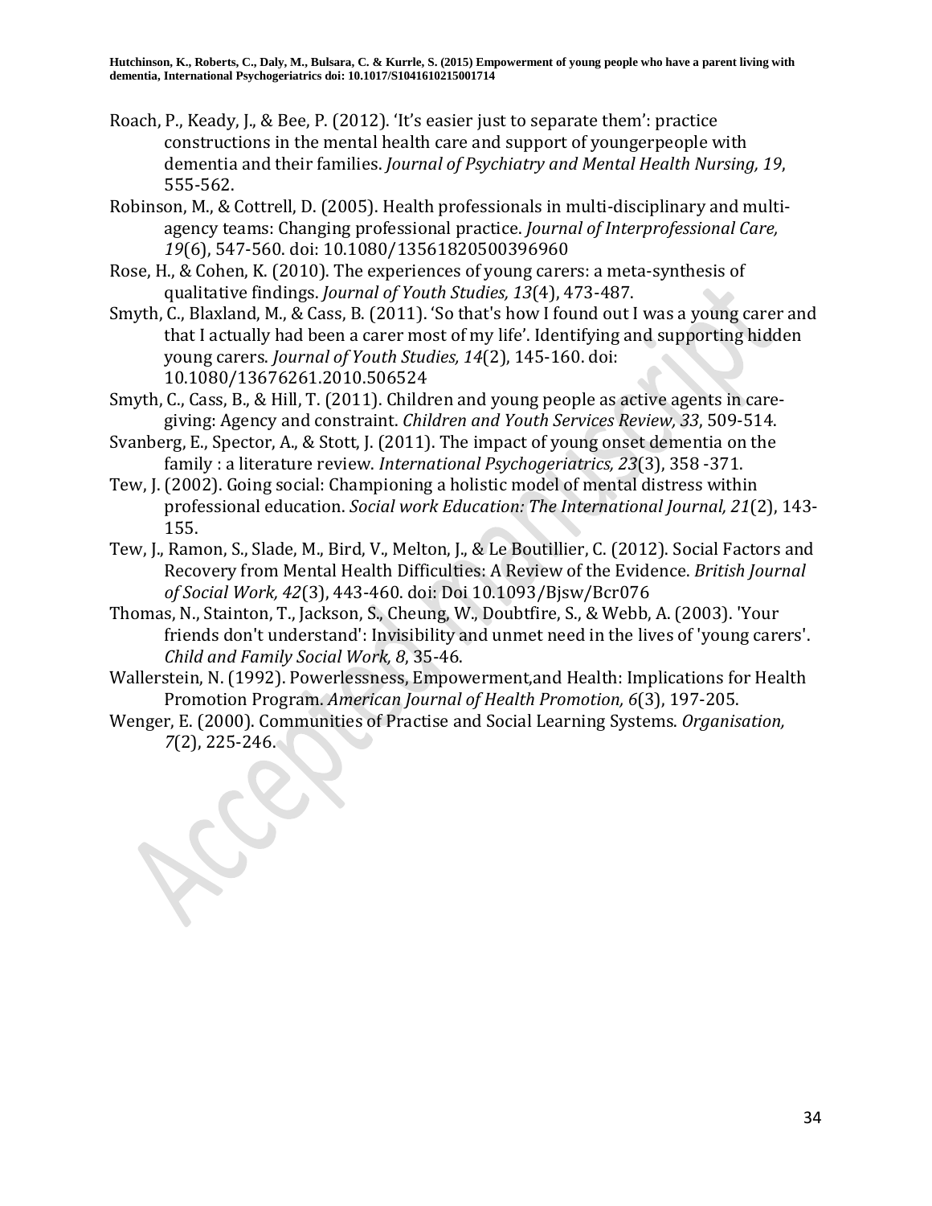Roach, P., Keady, J., & Bee, P. (2012). 'It's easier just to separate them': practice constructions in the mental health care and support of youngerpeople with dementia and their families. *Journal of Psychiatry and Mental Health Nursing, 19*, 555-562.

Robinson, M., & Cottrell, D. (2005). Health professionals in multi-disciplinary and multi-agency teams: Changing professional practice. *Journal of Interprofessional Care, 19*(6), 547-560. doi: 10.1080/13561820500396960

Rose, H., & Cohen, K. (2010). The experiences of young carers: a meta-synthesis of qualitative findings. *Journal of Youth Studies, 13*(4), 473-487.

Smyth, C., Blaxland, M., & Cass, B. (2011). 'So that's how I found out I was a young carer and that I actually had been a carer most of my life'. Identifying and supporting hidden young carers. *Journal of Youth Studies, 14*(2), 145-160. doi: 10.1080/13676261.2010.506524

Smyth, C., Cass, B., & Hill, T. (2011). Children and young people as active agents in care-giving: Agency and constraint. *Children and Youth Services Review, 33*, 509-514.

Svanberg, E., Spector, A., & Stott, J. (2011). The impact of young onset dementia on the family : a literature review. *International Psychogeriatrics, 23*(3), 358 -371.

Tew, J. (2002). Going social: Championing a holistic model of mental distress within professional education. *Social work Education: The International Journal, 21*(2), 143-155.

Tew, J., Ramon, S., Slade, M., Bird, V., Melton, J., & Le Boutillier, C. (2012). Social Factors and Recovery from Mental Health Difficulties: A Review of the Evidence. *British Journal of Social Work, 42*(3), 443-460. doi: Doi 10.1093/Bjsw/Bcr076

Thomas, N., Stainton, T., Jackson, S., Cheung, W., Doubtfire, S., & Webb, A. (2003). 'Your friends don't understand': Invisibility and unmet need in the lives of 'young carers'. *Child and Family Social Work, 8*, 35-46.

Wallerstein, N. (1992). Powerlessness, Empowerment,and Health: Implications for Health Promotion Program. *American Journal of Health Promotion, 6*(3), 197-205.

Wenger, E. (2000). Communities of Practise and Social Learning Systems. *Organisation, 7*(2), 225-246.